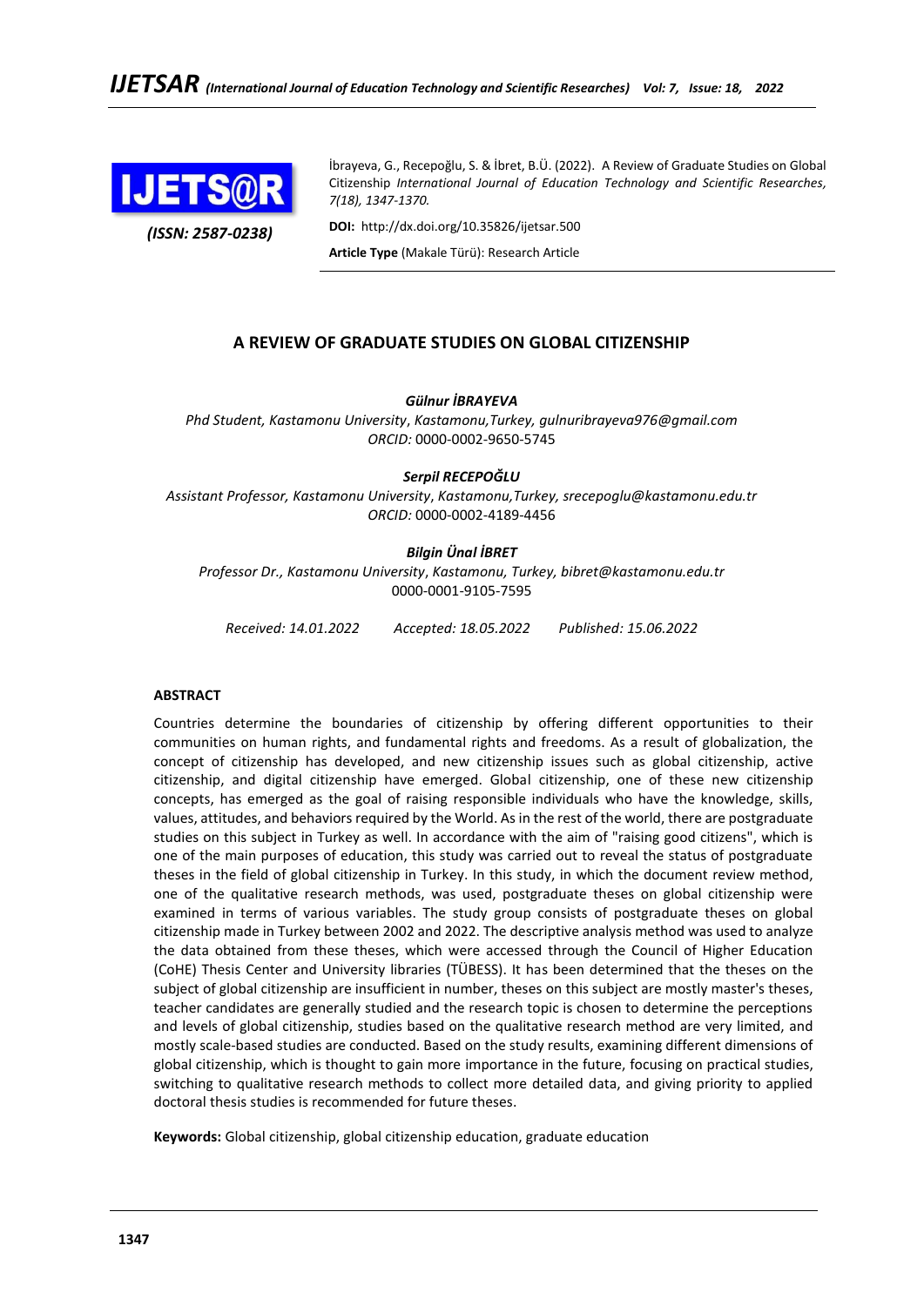İbrayeva, G., Recepoğlu, S. & İbret, B.Ü. (2022). A Review of Graduate Studies on Global Citizenship *International Journal of Education Technology and Scientific Researches, 7(18), 1347-1370.*

*(ISSN: 2587-0238)*

**DOI:** http://dx.doi.org/10.35826/ijetsar.500

**Article Type** (Makale Türü): Research Article

# A REVIEW OF GRADUATE STUDIES ON GLOBAL CITIZENSHIP

***Gülnur İBRAYEVA***

*Phd Student, Kastamonu University, Kastamonu,Turkey, gulnuribrayeva976@gmail.com*
*ORCID:* 0000-0002-9650-5745

***Serpil RECEPOĞLU***

*Assistant Professor, Kastamonu University, Kastamonu,Turkey, srecepoglu@kastamonu.edu.tr*
*ORCID:* 0000-0002-4189-4456

***Bilgin Ünal İBRET***

*Professor Dr., Kastamonu University, Kastamonu, Turkey, bibret@kastamonu.edu.tr*
0000-0001-9105-7595

*Received: 14.01.2022 Accepted: 18.05.2022 Published: 15.06.2022*

## ABSTRACT

Countries determine the boundaries of citizenship by offering different opportunities to their communities on human rights, and fundamental rights and freedoms. As a result of globalization, the concept of citizenship has developed, and new citizenship issues such as global citizenship, active citizenship, and digital citizenship have emerged. Global citizenship, one of these new citizenship concepts, has emerged as the goal of raising responsible individuals who have the knowledge, skills, values, attitudes, and behaviors required by the World. As in the rest of the world, there are postgraduate studies on this subject in Turkey as well. In accordance with the aim of "raising good citizens", which is one of the main purposes of education, this study was carried out to reveal the status of postgraduate theses in the field of global citizenship in Turkey. In this study, in which the document review method, one of the qualitative research methods, was used, postgraduate theses on global citizenship were examined in terms of various variables. The study group consists of postgraduate theses on global citizenship made in Turkey between 2002 and 2022. The descriptive analysis method was used to analyze the data obtained from these theses, which were accessed through the Council of Higher Education (CoHE) Thesis Center and University libraries (TÜBESS). It has been determined that the theses on the subject of global citizenship are insufficient in number, theses on this subject are mostly master's theses, teacher candidates are generally studied and the research topic is chosen to determine the perceptions and levels of global citizenship, studies based on the qualitative research method are very limited, and mostly scale-based studies are conducted. Based on the study results, examining different dimensions of global citizenship, which is thought to gain more importance in the future, focusing on practical studies, switching to qualitative research methods to collect more detailed data, and giving priority to applied doctoral thesis studies is recommended for future theses.

**Keywords:** Global citizenship, global citizenship education, graduate education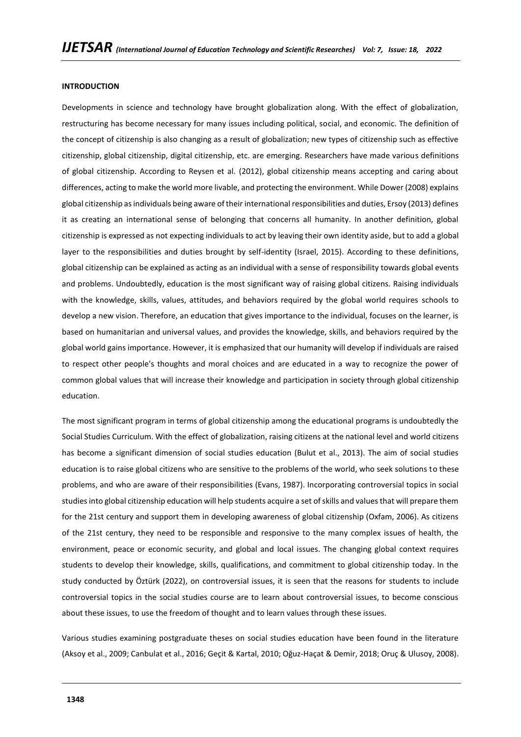## INTRODUCTION

Developments in science and technology have brought globalization along. With the effect of globalization, restructuring has become necessary for many issues including political, social, and economic. The definition of the concept of citizenship is also changing as a result of globalization; new types of citizenship such as effective citizenship, global citizenship, digital citizenship, etc. are emerging. Researchers have made various definitions of global citizenship. According to Reysen et al. (2012), global citizenship means accepting and caring about differences, acting to make the world more livable, and protecting the environment. While Dower (2008) explains global citizenship as individuals being aware of their international responsibilities and duties, Ersoy (2013) defines it as creating an international sense of belonging that concerns all humanity. In another definition, global citizenship is expressed as not expecting individuals to act by leaving their own identity aside, but to add a global layer to the responsibilities and duties brought by self-identity (Israel, 2015). According to these definitions, global citizenship can be explained as acting as an individual with a sense of responsibility towards global events and problems. Undoubtedly, education is the most significant way of raising global citizens. Raising individuals with the knowledge, skills, values, attitudes, and behaviors required by the global world requires schools to develop a new vision. Therefore, an education that gives importance to the individual, focuses on the learner, is based on humanitarian and universal values, and provides the knowledge, skills, and behaviors required by the global world gains importance. However, it is emphasized that our humanity will develop if individuals are raised to respect other people's thoughts and moral choices and are educated in a way to recognize the power of common global values that will increase their knowledge and participation in society through global citizenship education.

The most significant program in terms of global citizenship among the educational programs is undoubtedly the Social Studies Curriculum. With the effect of globalization, raising citizens at the national level and world citizens has become a significant dimension of social studies education (Bulut et al., 2013). The aim of social studies education is to raise global citizens who are sensitive to the problems of the world, who seek solutions to these problems, and who are aware of their responsibilities (Evans, 1987). Incorporating controversial topics in social studies into global citizenship education will help students acquire a set of skills and values that will prepare them for the 21st century and support them in developing awareness of global citizenship (Oxfam, 2006). As citizens of the 21st century, they need to be responsible and responsive to the many complex issues of health, the environment, peace or economic security, and global and local issues. The changing global context requires students to develop their knowledge, skills, qualifications, and commitment to global citizenship today. In the study conducted by Öztürk (2022), on controversial issues, it is seen that the reasons for students to include controversial topics in the social studies course are to learn about controversial issues, to become conscious about these issues, to use the freedom of thought and to learn values through these issues.

Various studies examining postgraduate theses on social studies education have been found in the literature (Aksoy et al., 2009; Canbulat et al., 2016; Geçit & Kartal, 2010; Oğuz-Haçat & Demir, 2018; Oruç & Ulusoy, 2008).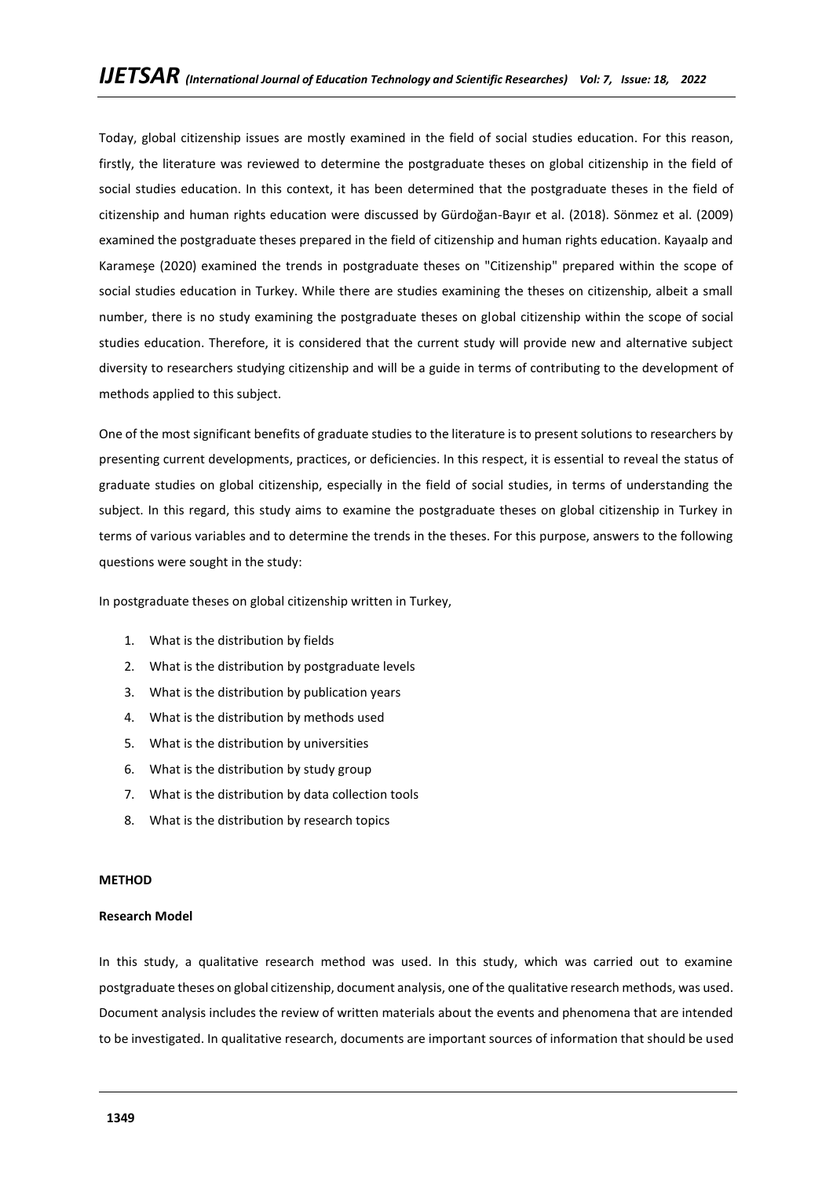Today, global citizenship issues are mostly examined in the field of social studies education. For this reason, firstly, the literature was reviewed to determine the postgraduate theses on global citizenship in the field of social studies education. In this context, it has been determined that the postgraduate theses in the field of citizenship and human rights education were discussed by Gürdoğan-Bayır et al. (2018). Sönmez et al. (2009) examined the postgraduate theses prepared in the field of citizenship and human rights education. Kayaalp and Karameşe (2020) examined the trends in postgraduate theses on "Citizenship" prepared within the scope of social studies education in Turkey. While there are studies examining the theses on citizenship, albeit a small number, there is no study examining the postgraduate theses on global citizenship within the scope of social studies education. Therefore, it is considered that the current study will provide new and alternative subject diversity to researchers studying citizenship and will be a guide in terms of contributing to the development of methods applied to this subject.

One of the most significant benefits of graduate studies to the literature is to present solutions to researchers by presenting current developments, practices, or deficiencies. In this respect, it is essential to reveal the status of graduate studies on global citizenship, especially in the field of social studies, in terms of understanding the subject. In this regard, this study aims to examine the postgraduate theses on global citizenship in Turkey in terms of various variables and to determine the trends in the theses. For this purpose, answers to the following questions were sought in the study:

In postgraduate theses on global citizenship written in Turkey,

1. What is the distribution by fields
2. What is the distribution by postgraduate levels
3. What is the distribution by publication years
4. What is the distribution by methods used
5. What is the distribution by universities
6. What is the distribution by study group
7. What is the distribution by data collection tools
8. What is the distribution by research topics

## METHOD

### Research Model

In this study, a qualitative research method was used. In this study, which was carried out to examine postgraduate theses on global citizenship, document analysis, one of the qualitative research methods, was used. Document analysis includes the review of written materials about the events and phenomena that are intended to be investigated. In qualitative research, documents are important sources of information that should be used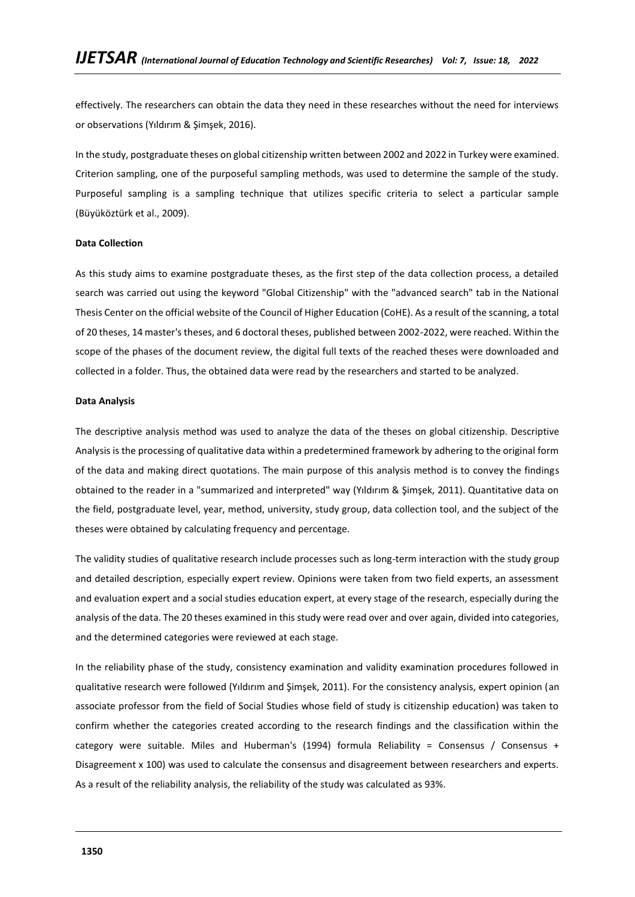effectively. The researchers can obtain the data they need in these researches without the need for interviews or observations (Yıldırım & Şimşek, 2016).

In the study, postgraduate theses on global citizenship written between 2002 and 2022 in Turkey were examined. Criterion sampling, one of the purposeful sampling methods, was used to determine the sample of the study. Purposeful sampling is a sampling technique that utilizes specific criteria to select a particular sample (Büyüköztürk et al., 2009).

**Data Collection**

As this study aims to examine postgraduate theses, as the first step of the data collection process, a detailed search was carried out using the keyword "Global Citizenship" with the "advanced search" tab in the National Thesis Center on the official website of the Council of Higher Education (CoHE). As a result of the scanning, a total of 20 theses, 14 master's theses, and 6 doctoral theses, published between 2002-2022, were reached. Within the scope of the phases of the document review, the digital full texts of the reached theses were downloaded and collected in a folder. Thus, the obtained data were read by the researchers and started to be analyzed.

**Data Analysis**

The descriptive analysis method was used to analyze the data of the theses on global citizenship. Descriptive Analysis is the processing of qualitative data within a predetermined framework by adhering to the original form of the data and making direct quotations. The main purpose of this analysis method is to convey the findings obtained to the reader in a "summarized and interpreted" way (Yıldırım & Şimşek, 2011). Quantitative data on the field, postgraduate level, year, method, university, study group, data collection tool, and the subject of the theses were obtained by calculating frequency and percentage.

The validity studies of qualitative research include processes such as long-term interaction with the study group and detailed description, especially expert review. Opinions were taken from two field experts, an assessment and evaluation expert and a social studies education expert, at every stage of the research, especially during the analysis of the data. The 20 theses examined in this study were read over and over again, divided into categories, and the determined categories were reviewed at each stage.

In the reliability phase of the study, consistency examination and validity examination procedures followed in qualitative research were followed (Yıldırım and Şimşek, 2011). For the consistency analysis, expert opinion (an associate professor from the field of Social Studies whose field of study is citizenship education) was taken to confirm whether the categories created according to the research findings and the classification within the category were suitable. Miles and Huberman's (1994) formula Reliability = Consensus / Consensus + Disagreement x 100) was used to calculate the consensus and disagreement between researchers and experts. As a result of the reliability analysis, the reliability of the study was calculated as 93%.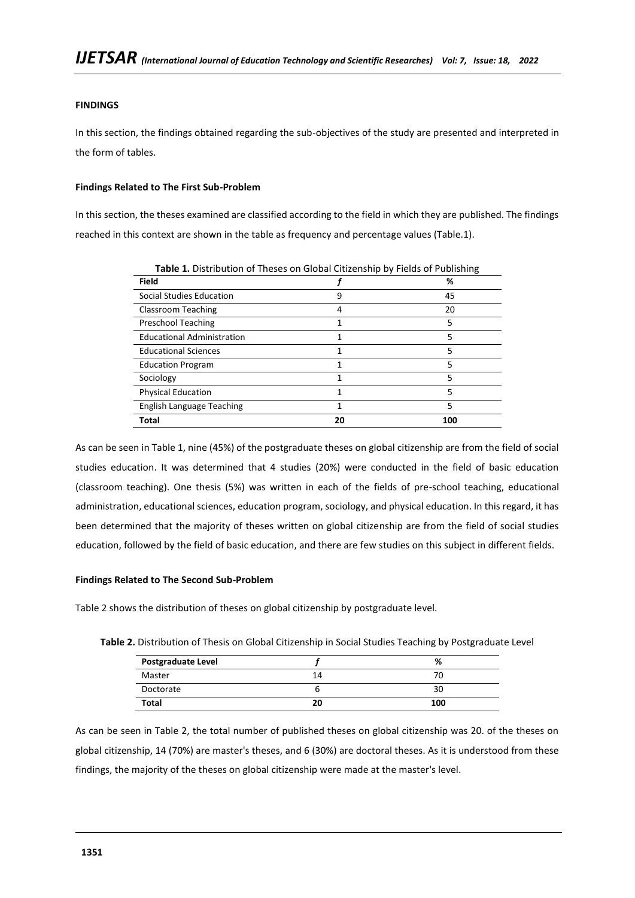## FINDINGS

In this section, the findings obtained regarding the sub-objectives of the study are presented and interpreted in the form of tables.

### Findings Related to The First Sub-Problem

In this section, the theses examined are classified according to the field in which they are published. The findings reached in this context are shown in the table as frequency and percentage values (Table.1).

**Table 1.** Distribution of Theses on Global Citizenship by Fields of Publishing

| Field | *f* | % |
|---|---|---|
| Social Studies Education | 9 | 45 |
| Classroom Teaching | 4 | 20 |
| Preschool Teaching | 1 | 5 |
| Educational Administration | 1 | 5 |
| Educational Sciences | 1 | 5 |
| Education Program | 1 | 5 |
| Sociology | 1 | 5 |
| Physical Education | 1 | 5 |
| English Language Teaching | 1 | 5 |
| **Total** | **20** | **100** |

As can be seen in Table 1, nine (45%) of the postgraduate theses on global citizenship are from the field of social studies education. It was determined that 4 studies (20%) were conducted in the field of basic education (classroom teaching). One thesis (5%) was written in each of the fields of pre-school teaching, educational administration, educational sciences, education program, sociology, and physical education. In this regard, it has been determined that the majority of theses written on global citizenship are from the field of social studies education, followed by the field of basic education, and there are few studies on this subject in different fields.

### Findings Related to The Second Sub-Problem

Table 2 shows the distribution of theses on global citizenship by postgraduate level.

**Table 2.** Distribution of Thesis on Global Citizenship in Social Studies Teaching by Postgraduate Level

| Postgraduate Level | *f* | % |
|---|---|---|
| Master | 14 | 70 |
| Doctorate | 6 | 30 |
| **Total** | **20** | **100** |

As can be seen in Table 2, the total number of published theses on global citizenship was 20. of the theses on global citizenship, 14 (70%) are master's theses, and 6 (30%) are doctoral theses. As it is understood from these findings, the majority of the theses on global citizenship were made at the master's level.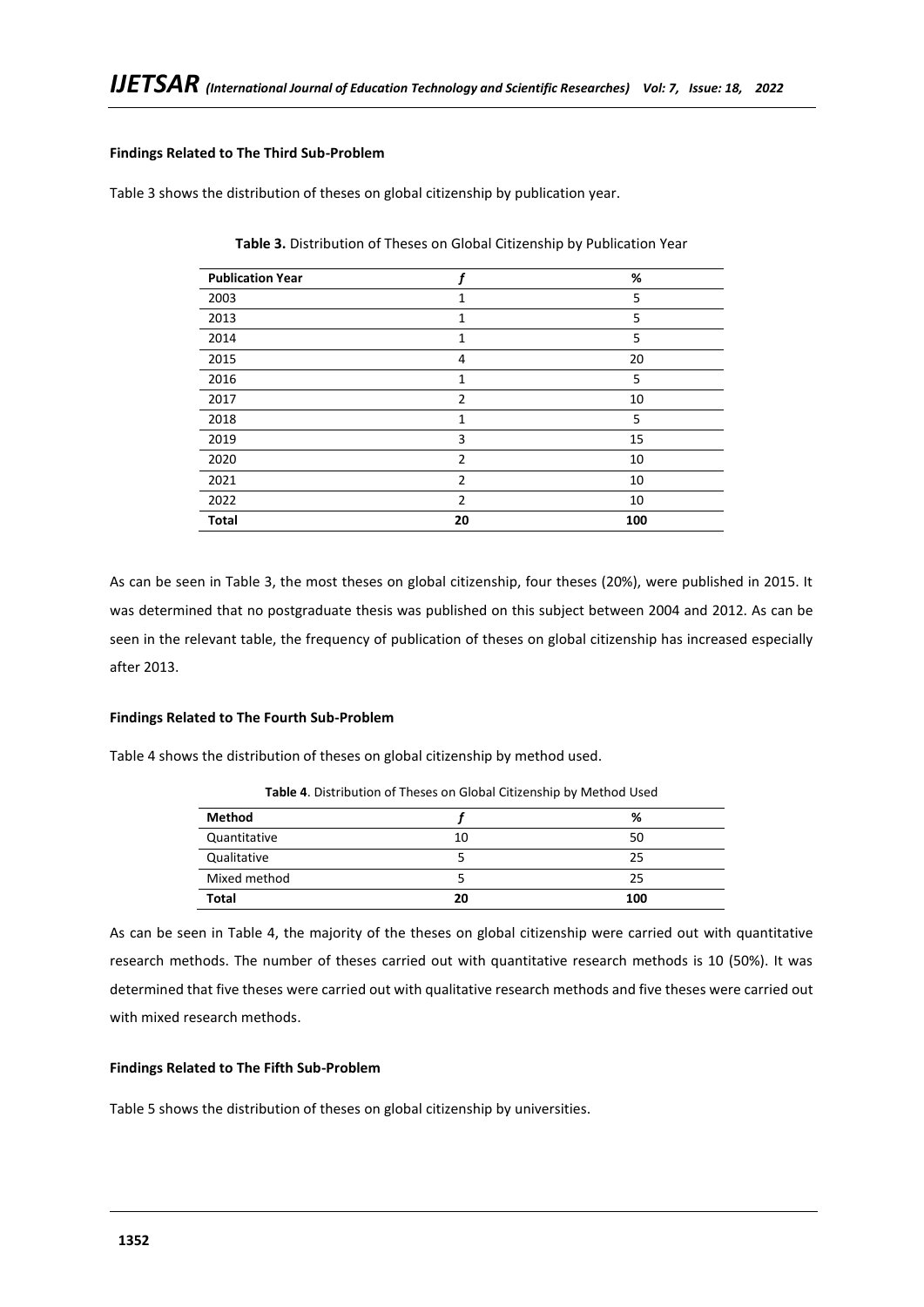**Findings Related to The Third Sub-Problem**

Table 3 shows the distribution of theses on global citizenship by publication year.

**Table 3.** Distribution of Theses on Global Citizenship by Publication Year

| Publication Year | *f* | % |
|---|---|---|
| 2003 | 1 | 5 |
| 2013 | 1 | 5 |
| 2014 | 1 | 5 |
| 2015 | 4 | 20 |
| 2016 | 1 | 5 |
| 2017 | 2 | 10 |
| 2018 | 1 | 5 |
| 2019 | 3 | 15 |
| 2020 | 2 | 10 |
| 2021 | 2 | 10 |
| 2022 | 2 | 10 |
| **Total** | **20** | **100** |

As can be seen in Table 3, the most theses on global citizenship, four theses (20%), were published in 2015. It was determined that no postgraduate thesis was published on this subject between 2004 and 2012. As can be seen in the relevant table, the frequency of publication of theses on global citizenship has increased especially after 2013.

**Findings Related to The Fourth Sub-Problem**

Table 4 shows the distribution of theses on global citizenship by method used.

**Table 4**. Distribution of Theses on Global Citizenship by Method Used

| Method | *f* | % |
|---|---|---|
| Quantitative | 10 | 50 |
| Qualitative | 5 | 25 |
| Mixed method | 5 | 25 |
| **Total** | **20** | **100** |

As can be seen in Table 4, the majority of the theses on global citizenship were carried out with quantitative research methods. The number of theses carried out with quantitative research methods is 10 (50%). It was determined that five theses were carried out with qualitative research methods and five theses were carried out with mixed research methods.

**Findings Related to The Fifth Sub-Problem**

Table 5 shows the distribution of theses on global citizenship by universities.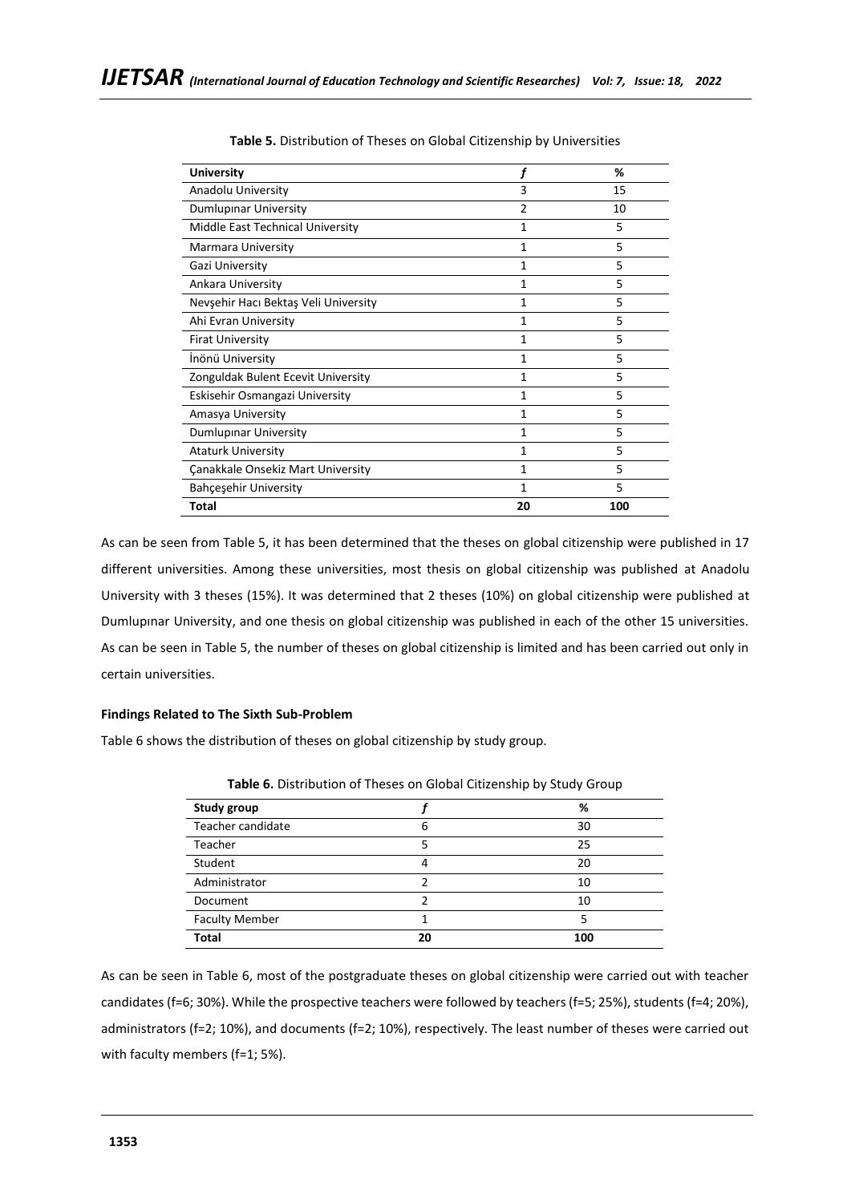**Table 5.** Distribution of Theses on Global Citizenship by Universities

| University | f | % |
|---|---|---|
| Anadolu University | 3 | 15 |
| Dumlupınar University | 2 | 10 |
| Middle East Technical University | 1 | 5 |
| Marmara University | 1 | 5 |
| Gazi University | 1 | 5 |
| Ankara University | 1 | 5 |
| Nevşehir Hacı Bektaş Veli University | 1 | 5 |
| Ahi Evran University | 1 | 5 |
| Firat University | 1 | 5 |
| İnönü University | 1 | 5 |
| Zonguldak Bulent Ecevit University | 1 | 5 |
| Eskisehir Osmangazi University | 1 | 5 |
| Amasya University | 1 | 5 |
| Dumlupınar University | 1 | 5 |
| Ataturk University | 1 | 5 |
| Çanakkale Onsekiz Mart University | 1 | 5 |
| Bahçeşehir University | 1 | 5 |
| **Total** | **20** | **100** |

As can be seen from Table 5, it has been determined that the theses on global citizenship were published in 17 different universities. Among these universities, most thesis on global citizenship was published at Anadolu University with 3 theses (15%). It was determined that 2 theses (10%) on global citizenship were published at Dumlupınar University, and one thesis on global citizenship was published in each of the other 15 universities. As can be seen in Table 5, the number of theses on global citizenship is limited and has been carried out only in certain universities.

**Findings Related to The Sixth Sub-Problem**

Table 6 shows the distribution of theses on global citizenship by study group.

**Table 6.** Distribution of Theses on Global Citizenship by Study Group

| Study group | f | % |
|---|---|---|
| Teacher candidate | 6 | 30 |
| Teacher | 5 | 25 |
| Student | 4 | 20 |
| Administrator | 2 | 10 |
| Document | 2 | 10 |
| Faculty Member | 1 | 5 |
| **Total** | **20** | **100** |

As can be seen in Table 6, most of the postgraduate theses on global citizenship were carried out with teacher candidates (f=6; 30%). While the prospective teachers were followed by teachers (f=5; 25%), students (f=4; 20%), administrators (f=2; 10%), and documents (f=2; 10%), respectively. The least number of theses were carried out with faculty members (f=1; 5%).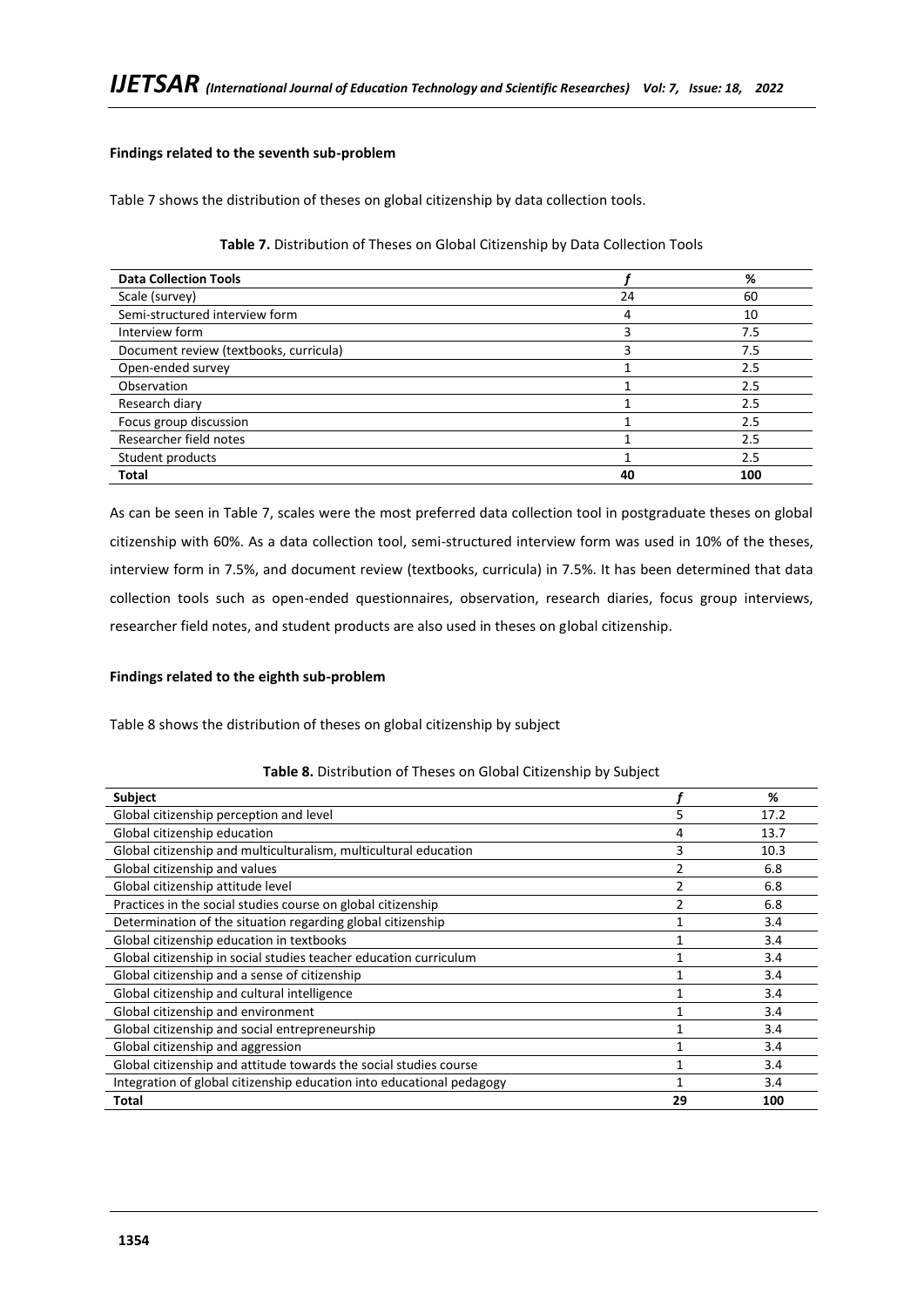**Findings related to the seventh sub-problem**

Table 7 shows the distribution of theses on global citizenship by data collection tools.

**Table 7.** Distribution of Theses on Global Citizenship by Data Collection Tools

| Data Collection Tools | *f* | % |
|---|---|---|
| Scale (survey) | 24 | 60 |
| Semi-structured interview form | 4 | 10 |
| Interview form | 3 | 7.5 |
| Document review (textbooks, curricula) | 3 | 7.5 |
| Open-ended survey | 1 | 2.5 |
| Observation | 1 | 2.5 |
| Research diary | 1 | 2.5 |
| Focus group discussion | 1 | 2.5 |
| Researcher field notes | 1 | 2.5 |
| Student products | 1 | 2.5 |
| **Total** | **40** | **100** |

As can be seen in Table 7, scales were the most preferred data collection tool in postgraduate theses on global citizenship with 60%. As a data collection tool, semi-structured interview form was used in 10% of the theses, interview form in 7.5%, and document review (textbooks, curricula) in 7.5%. It has been determined that data collection tools such as open-ended questionnaires, observation, research diaries, focus group interviews, researcher field notes, and student products are also used in theses on global citizenship.

**Findings related to the eighth sub-problem**

Table 8 shows the distribution of theses on global citizenship by subject

**Table 8.** Distribution of Theses on Global Citizenship by Subject

| Subject | *f* | % |
|---|---|---|
| Global citizenship perception and level | 5 | 17.2 |
| Global citizenship education | 4 | 13.7 |
| Global citizenship and multiculturalism, multicultural education | 3 | 10.3 |
| Global citizenship and values | 2 | 6.8 |
| Global citizenship attitude level | 2 | 6.8 |
| Practices in the social studies course on global citizenship | 2 | 6.8 |
| Determination of the situation regarding global citizenship | 1 | 3.4 |
| Global citizenship education in textbooks | 1 | 3.4 |
| Global citizenship in social studies teacher education curriculum | 1 | 3.4 |
| Global citizenship and a sense of citizenship | 1 | 3.4 |
| Global citizenship and cultural intelligence | 1 | 3.4 |
| Global citizenship and environment | 1 | 3.4 |
| Global citizenship and social entrepreneurship | 1 | 3.4 |
| Global citizenship and aggression | 1 | 3.4 |
| Global citizenship and attitude towards the social studies course | 1 | 3.4 |
| Integration of global citizenship education into educational pedagogy | 1 | 3.4 |
| **Total** | **29** | **100** |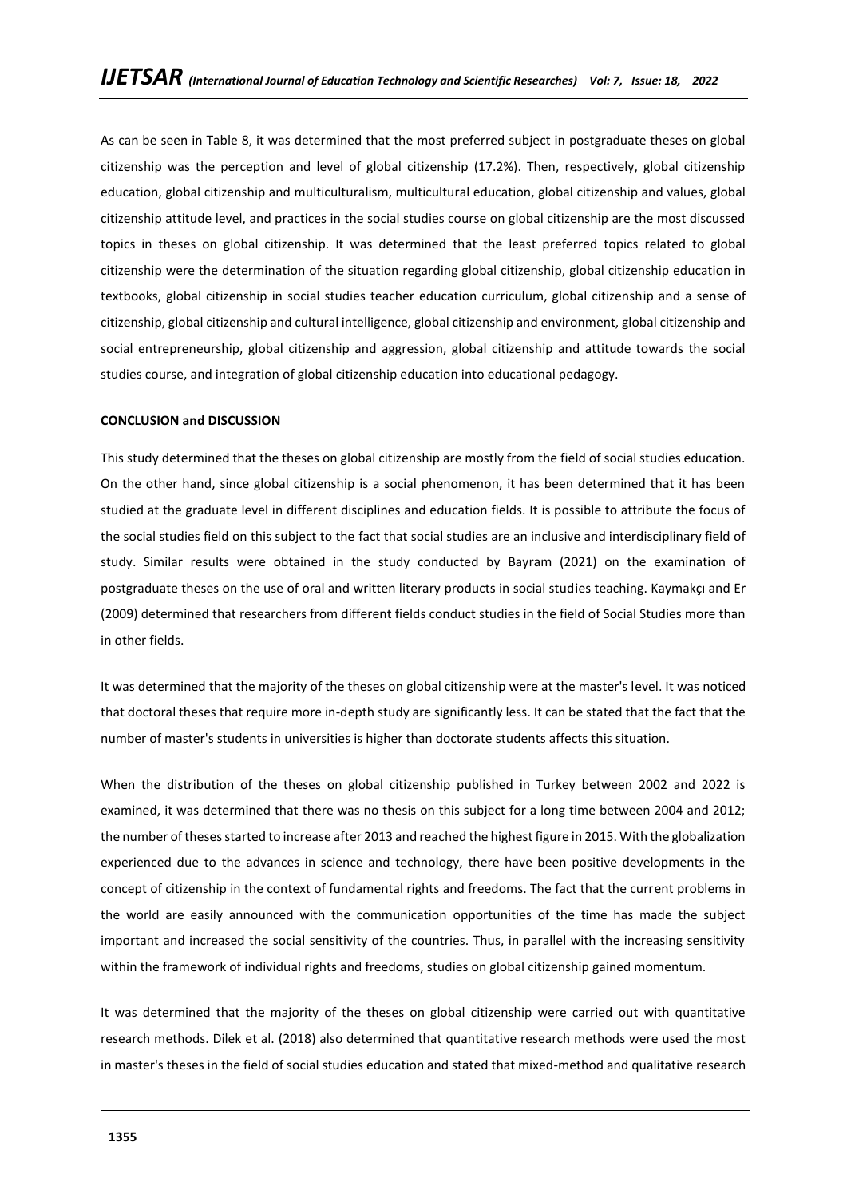As can be seen in Table 8, it was determined that the most preferred subject in postgraduate theses on global citizenship was the perception and level of global citizenship (17.2%). Then, respectively, global citizenship education, global citizenship and multiculturalism, multicultural education, global citizenship and values, global citizenship attitude level, and practices in the social studies course on global citizenship are the most discussed topics in theses on global citizenship. It was determined that the least preferred topics related to global citizenship were the determination of the situation regarding global citizenship, global citizenship education in textbooks, global citizenship in social studies teacher education curriculum, global citizenship and a sense of citizenship, global citizenship and cultural intelligence, global citizenship and environment, global citizenship and social entrepreneurship, global citizenship and aggression, global citizenship and attitude towards the social studies course, and integration of global citizenship education into educational pedagogy.

**CONCLUSION and DISCUSSION**

This study determined that the theses on global citizenship are mostly from the field of social studies education. On the other hand, since global citizenship is a social phenomenon, it has been determined that it has been studied at the graduate level in different disciplines and education fields. It is possible to attribute the focus of the social studies field on this subject to the fact that social studies are an inclusive and interdisciplinary field of study. Similar results were obtained in the study conducted by Bayram (2021) on the examination of postgraduate theses on the use of oral and written literary products in social studies teaching. Kaymakçı and Er (2009) determined that researchers from different fields conduct studies in the field of Social Studies more than in other fields.

It was determined that the majority of the theses on global citizenship were at the master's level. It was noticed that doctoral theses that require more in-depth study are significantly less. It can be stated that the fact that the number of master's students in universities is higher than doctorate students affects this situation.

When the distribution of the theses on global citizenship published in Turkey between 2002 and 2022 is examined, it was determined that there was no thesis on this subject for a long time between 2004 and 2012; the number of theses started to increase after 2013 and reached the highest figure in 2015. With the globalization experienced due to the advances in science and technology, there have been positive developments in the concept of citizenship in the context of fundamental rights and freedoms. The fact that the current problems in the world are easily announced with the communication opportunities of the time has made the subject important and increased the social sensitivity of the countries. Thus, in parallel with the increasing sensitivity within the framework of individual rights and freedoms, studies on global citizenship gained momentum.

It was determined that the majority of the theses on global citizenship were carried out with quantitative research methods. Dilek et al. (2018) also determined that quantitative research methods were used the most in master's theses in the field of social studies education and stated that mixed-method and qualitative research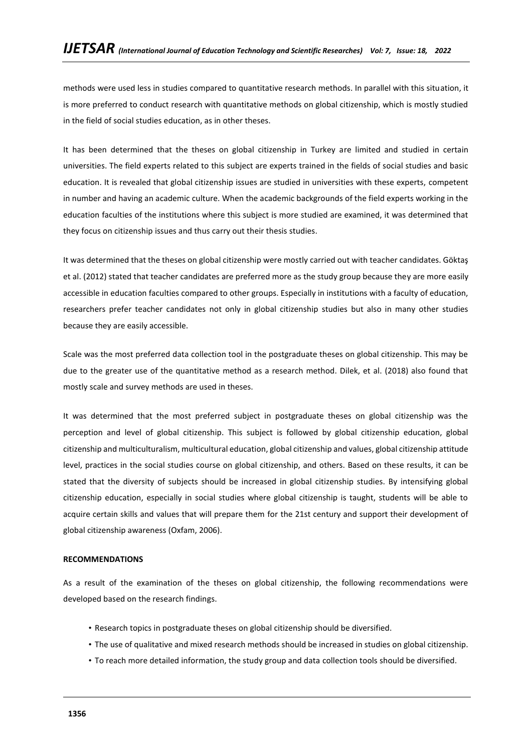methods were used less in studies compared to quantitative research methods. In parallel with this situation, it is more preferred to conduct research with quantitative methods on global citizenship, which is mostly studied in the field of social studies education, as in other theses.

It has been determined that the theses on global citizenship in Turkey are limited and studied in certain universities. The field experts related to this subject are experts trained in the fields of social studies and basic education. It is revealed that global citizenship issues are studied in universities with these experts, competent in number and having an academic culture. When the academic backgrounds of the field experts working in the education faculties of the institutions where this subject is more studied are examined, it was determined that they focus on citizenship issues and thus carry out their thesis studies.

It was determined that the theses on global citizenship were mostly carried out with teacher candidates. Göktaş et al. (2012) stated that teacher candidates are preferred more as the study group because they are more easily accessible in education faculties compared to other groups. Especially in institutions with a faculty of education, researchers prefer teacher candidates not only in global citizenship studies but also in many other studies because they are easily accessible.

Scale was the most preferred data collection tool in the postgraduate theses on global citizenship. This may be due to the greater use of the quantitative method as a research method. Dilek, et al. (2018) also found that mostly scale and survey methods are used in theses.

It was determined that the most preferred subject in postgraduate theses on global citizenship was the perception and level of global citizenship. This subject is followed by global citizenship education, global citizenship and multiculturalism, multicultural education, global citizenship and values, global citizenship attitude level, practices in the social studies course on global citizenship, and others. Based on these results, it can be stated that the diversity of subjects should be increased in global citizenship studies. By intensifying global citizenship education, especially in social studies where global citizenship is taught, students will be able to acquire certain skills and values that will prepare them for the 21st century and support their development of global citizenship awareness (Oxfam, 2006).

## RECOMMENDATIONS

As a result of the examination of the theses on global citizenship, the following recommendations were developed based on the research findings.

- Research topics in postgraduate theses on global citizenship should be diversified.
- The use of qualitative and mixed research methods should be increased in studies on global citizenship.
- To reach more detailed information, the study group and data collection tools should be diversified.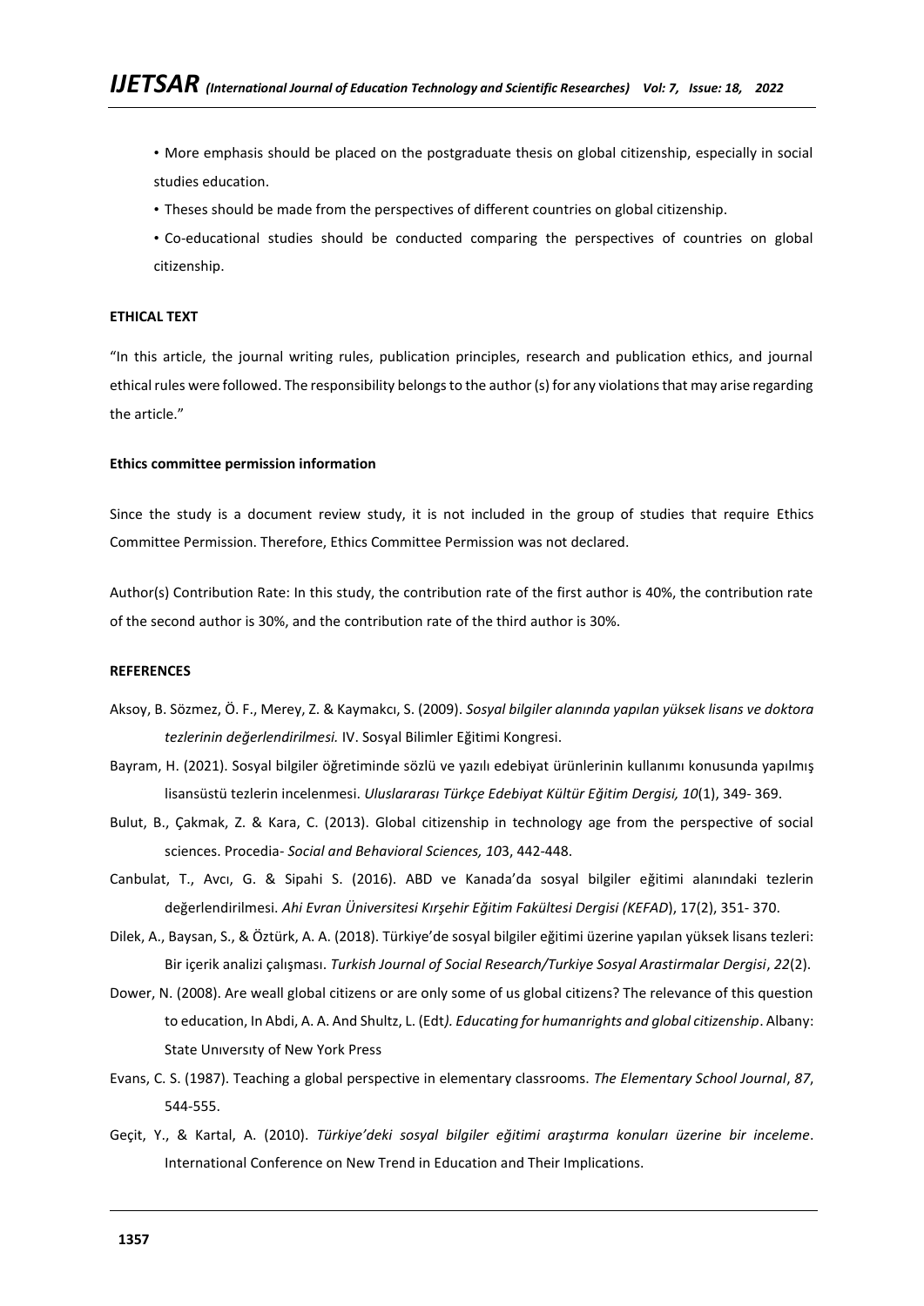- More emphasis should be placed on the postgraduate thesis on global citizenship, especially in social studies education.
- Theses should be made from the perspectives of different countries on global citizenship.
- Co-educational studies should be conducted comparing the perspectives of countries on global citizenship.

**ETHICAL TEXT**

"In this article, the journal writing rules, publication principles, research and publication ethics, and journal ethical rules were followed. The responsibility belongs to the author (s) for any violations that may arise regarding the article."

**Ethics committee permission information**

Since the study is a document review study, it is not included in the group of studies that require Ethics Committee Permission. Therefore, Ethics Committee Permission was not declared.

Author(s) Contribution Rate: In this study, the contribution rate of the first author is 40%, the contribution rate of the second author is 30%, and the contribution rate of the third author is 30%.

**REFERENCES**

Aksoy, B. Sözmez, Ö. F., Merey, Z. & Kaymakcı, S. (2009). *Sosyal bilgiler alanında yapılan yüksek lisans ve doktora tezlerinin değerlendirilmesi.* IV. Sosyal Bilimler Eğitimi Kongresi.

Bayram, H. (2021). Sosyal bilgiler öğretiminde sözlü ve yazılı edebiyat ürünlerinin kullanımı konusunda yapılmış lisansüstü tezlerin incelenmesi. *Uluslararası Türkçe Edebiyat Kültür Eğitim Dergisi, 10*(1), 349- 369.

Bulut, B., Çakmak, Z. & Kara, C. (2013). Global citizenship in technology age from the perspective of social sciences. Procedia- *Social and Behavioral Sciences, 10*3, 442-448.

Canbulat, T., Avcı, G. & Sipahi S. (2016). ABD ve Kanada'da sosyal bilgiler eğitimi alanındaki tezlerin değerlendirilmesi. *Ahi Evran Üniversitesi Kırşehir Eğitim Fakültesi Dergisi (KEFAD*), 17(2), 351- 370.

Dilek, A., Baysan, S., & Öztürk, A. A. (2018). Türkiye'de sosyal bilgiler eğitimi üzerine yapılan yüksek lisans tezleri: Bir içerik analizi çalışması. *Turkish Journal of Social Research/Turkiye Sosyal Arastirmalar Dergisi*, *22*(2).

Dower, N. (2008). Are weall global citizens or are only some of us global citizens? The relevance of this question to education, In Abdi, A. A. And Shultz, L. (Edt*). Educating for humanrights and global citizenship*. Albany: State Unıversıty of New York Press

Evans, C. S. (1987). Teaching a global perspective in elementary classrooms. *The Elementary School Journal*, *87*, 544-555.

Geçit, Y., & Kartal, A. (2010). *Türkiye'deki sosyal bilgiler eğitimi araştırma konuları üzerine bir inceleme*. International Conference on New Trend in Education and Their Implications.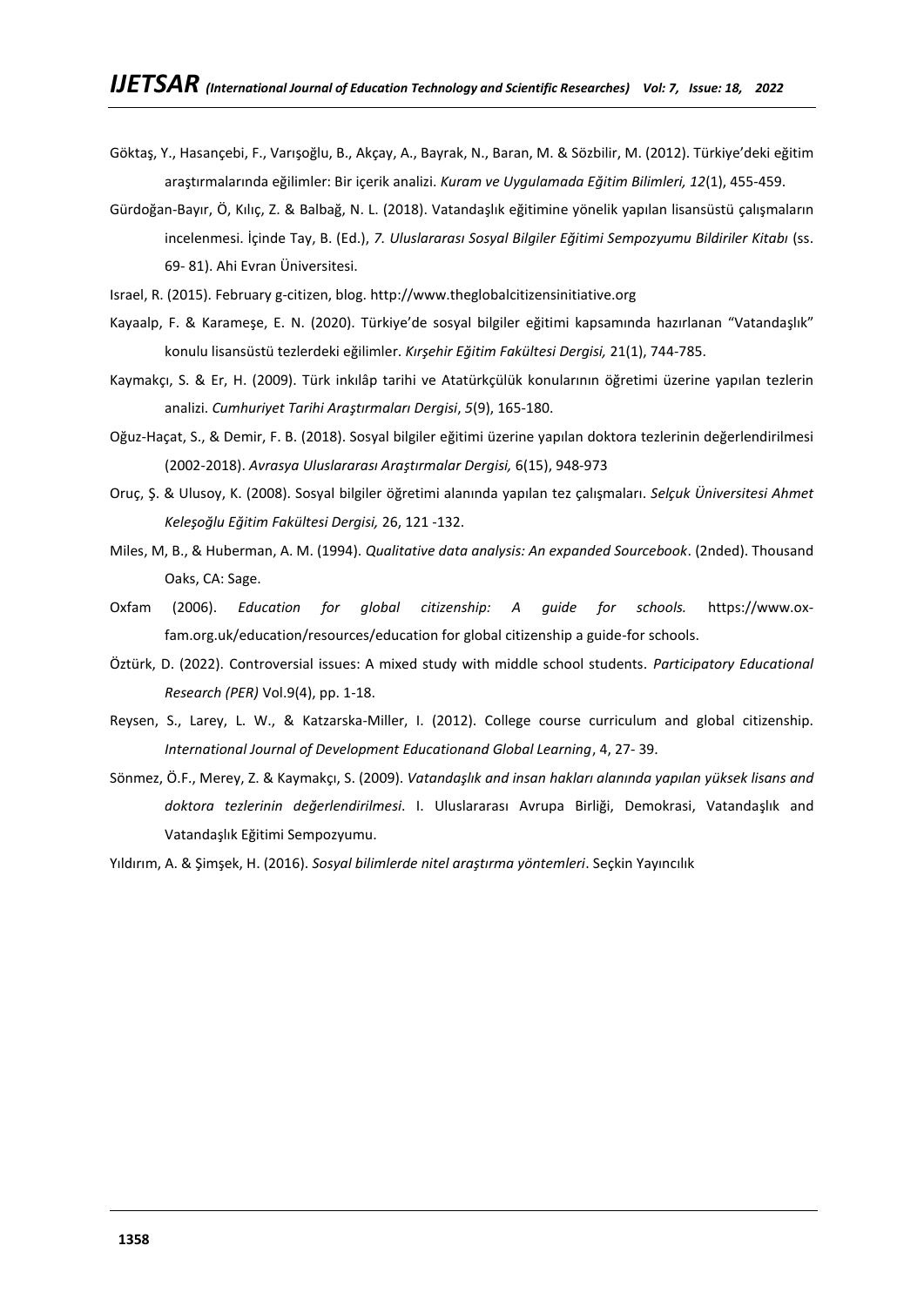Göktaş, Y., Hasançebi, F., Varışoğlu, B., Akçay, A., Bayrak, N., Baran, M. & Sözbilir, M. (2012). Türkiye'deki eğitim araştırmalarında eğilimler: Bir içerik analizi. *Kuram ve Uygulamada Eğitim Bilimleri, 12*(1), 455-459.

Gürdoğan-Bayır, Ö, Kılıç, Z. & Balbağ, N. L. (2018). Vatandaşlık eğitimine yönelik yapılan lisansüstü çalışmaların incelenmesi. İçinde Tay, B. (Ed.), *7. Uluslararası Sosyal Bilgiler Eğitimi Sempozyumu Bildiriler Kitabı* (ss. 69- 81). Ahi Evran Üniversitesi.

Israel, R. (2015). February g-citizen, blog. http://www.theglobalcitizensinitiative.org

Kayaalp, F. & Karameşe, E. N. (2020). Türkiye'de sosyal bilgiler eğitimi kapsamında hazırlanan "Vatandaşlık" konulu lisansüstü tezlerdeki eğilimler. *Kırşehir Eğitim Fakültesi Dergisi,* 21(1), 744-785.

Kaymakçı, S. & Er, H. (2009). Türk inkılâp tarihi ve Atatürkçülük konularının öğretimi üzerine yapılan tezlerin analizi. *Cumhuriyet Tarihi Araştırmaları Dergisi*, *5*(9), 165-180.

Oğuz-Haçat, S., & Demir, F. B. (2018). Sosyal bilgiler eğitimi üzerine yapılan doktora tezlerinin değerlendirilmesi (2002-2018). *Avrasya Uluslararası Araştırmalar Dergisi,* 6(15), 948-973

Oruç, Ş. & Ulusoy, K. (2008). Sosyal bilgiler öğretimi alanında yapılan tez çalışmaları. *Selçuk Üniversitesi Ahmet Keleşoğlu Eğitim Fakültesi Dergisi,* 26, 121 -132.

Miles, M, B., & Huberman, A. M. (1994). *Qualitative data analysis: An expanded Sourcebook*. (2nded). Thousand Oaks, CA: Sage.

Oxfam (2006). *Education for global citizenship: A guide for schools.* https://www.ox-fam.org.uk/education/resources/education for global citizenship a guide-for schools.

Öztürk, D. (2022). Controversial issues: A mixed study with middle school students. *Participatory Educational Research (PER)* Vol.9(4), pp. 1-18.

Reysen, S., Larey, L. W., & Katzarska-Miller, I. (2012). College course curriculum and global citizenship. *International Journal of Development Educationand Global Learning*, 4, 27- 39.

Sönmez, Ö.F., Merey, Z. & Kaymakçı, S. (2009). *Vatandaşlık and insan hakları alanında yapılan yüksek lisans and doktora tezlerinin değerlendirilmesi*. I. Uluslararası Avrupa Birliği, Demokrasi, Vatandaşlık and Vatandaşlık Eğitimi Sempozyumu.

Yıldırım, A. & Şimşek, H. (2016). *Sosyal bilimlerde nitel araştırma yöntemleri*. Seçkin Yayıncılık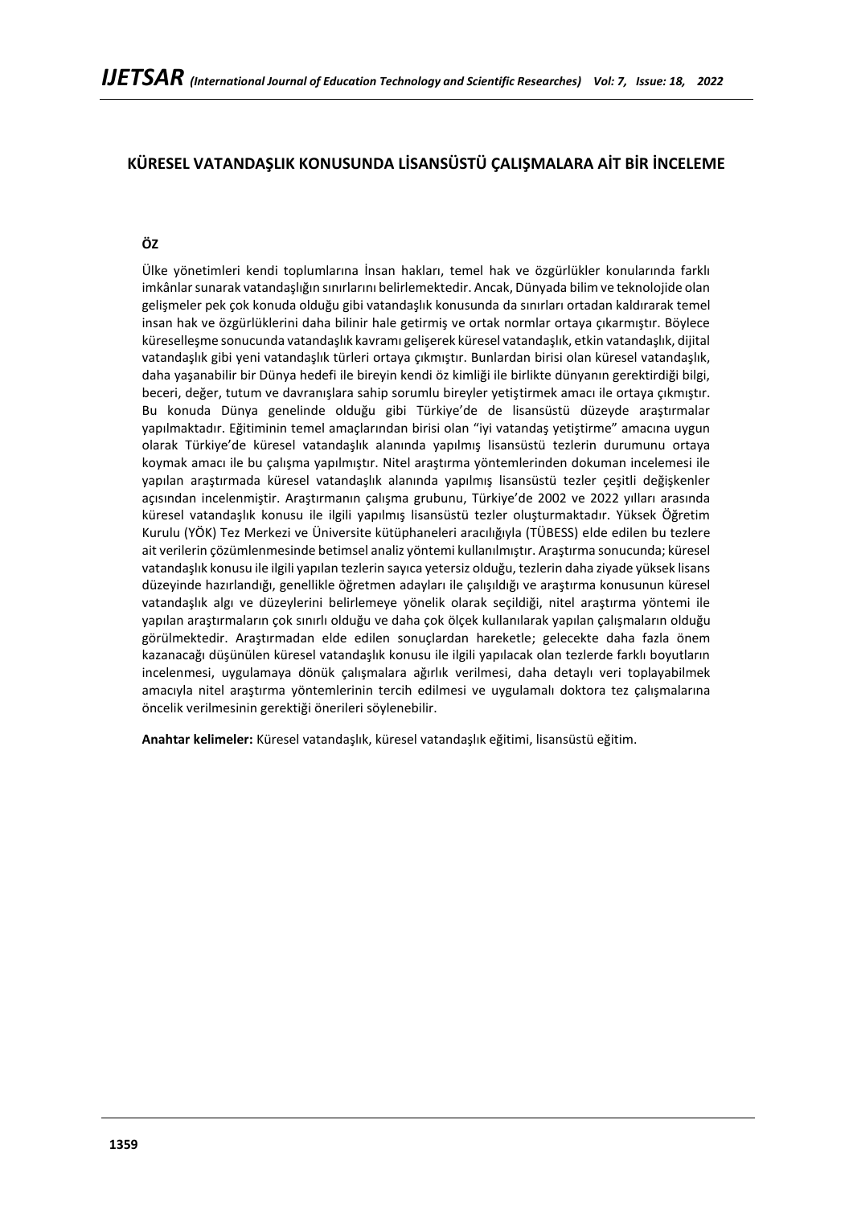# KÜRESEL VATANDAŞLIK KONUSUNDA LİSANSÜSTÜ ÇALIŞMALARA AİT BİR İNCELEME

## ÖZ

Ülke yönetimleri kendi toplumlarına İnsan hakları, temel hak ve özgürlükler konularında farklı imkânlar sunarak vatandaşlığın sınırlarını belirlemektedir. Ancak, Dünyada bilim ve teknolojide olan gelişmeler pek çok konuda olduğu gibi vatandaşlık konusunda da sınırları ortadan kaldırarak temel insan hak ve özgürlüklerini daha bilinir hale getirmiş ve ortak normlar ortaya çıkarmıştır. Böylece küreselleşme sonucunda vatandaşlık kavramı gelişerek küresel vatandaşlık, etkin vatandaşlık, dijital vatandaşlık gibi yeni vatandaşlık türleri ortaya çıkmıştır. Bunlardan birisi olan küresel vatandaşlık, daha yaşanabilir bir Dünya hedefi ile bireyin kendi öz kimliği ile birlikte dünyanın gerektirdiği bilgi, beceri, değer, tutum ve davranışlara sahip sorumlu bireyler yetiştirmek amacı ile ortaya çıkmıştır. Bu konuda Dünya genelinde olduğu gibi Türkiye'de de lisansüstü düzeyde araştırmalar yapılmaktadır. Eğitiminin temel amaçlarından birisi olan "iyi vatandaş yetiştirme" amacına uygun olarak Türkiye'de küresel vatandaşlık alanında yapılmış lisansüstü tezlerin durumunu ortaya koymak amacı ile bu çalışma yapılmıştır. Nitel araştırma yöntemlerinden dokuman incelemesi ile yapılan araştırmada küresel vatandaşlık alanında yapılmış lisansüstü tezler çeşitli değişkenler açısından incelenmiştir. Araştırmanın çalışma grubunu, Türkiye'de 2002 ve 2022 yılları arasında küresel vatandaşlık konusu ile ilgili yapılmış lisansüstü tezler oluşturmaktadır. Yüksek Öğretim Kurulu (YÖK) Tez Merkezi ve Üniversite kütüphaneleri aracılığıyla (TÜBESS) elde edilen bu tezlere ait verilerin çözümlenmesinde betimsel analiz yöntemi kullanılmıştır. Araştırma sonucunda; küresel vatandaşlık konusu ile ilgili yapılan tezlerin sayıca yetersiz olduğu, tezlerin daha ziyade yüksek lisans düzeyinde hazırlandığı, genellikle öğretmen adayları ile çalışıldığı ve araştırma konusunun küresel vatandaşlık algı ve düzeylerini belirlemeye yönelik olarak seçildiği, nitel araştırma yöntemi ile yapılan araştırmaların çok sınırlı olduğu ve daha çok ölçek kullanılarak yapılan çalışmaların olduğu görülmektedir. Araştırmadan elde edilen sonuçlardan hareketle; gelecekte daha fazla önem kazanacağı düşünülen küresel vatandaşlık konusu ile ilgili yapılacak olan tezlerde farklı boyutların incelenmesi, uygulamaya dönük çalışmalara ağırlık verilmesi, daha detaylı veri toplayabilmek amacıyla nitel araştırma yöntemlerinin tercih edilmesi ve uygulamalı doktora tez çalışmalarına öncelik verilmesinin gerektiği önerileri söylenebilir.

**Anahtar kelimeler:** Küresel vatandaşlık, küresel vatandaşlık eğitimi, lisansüstü eğitim.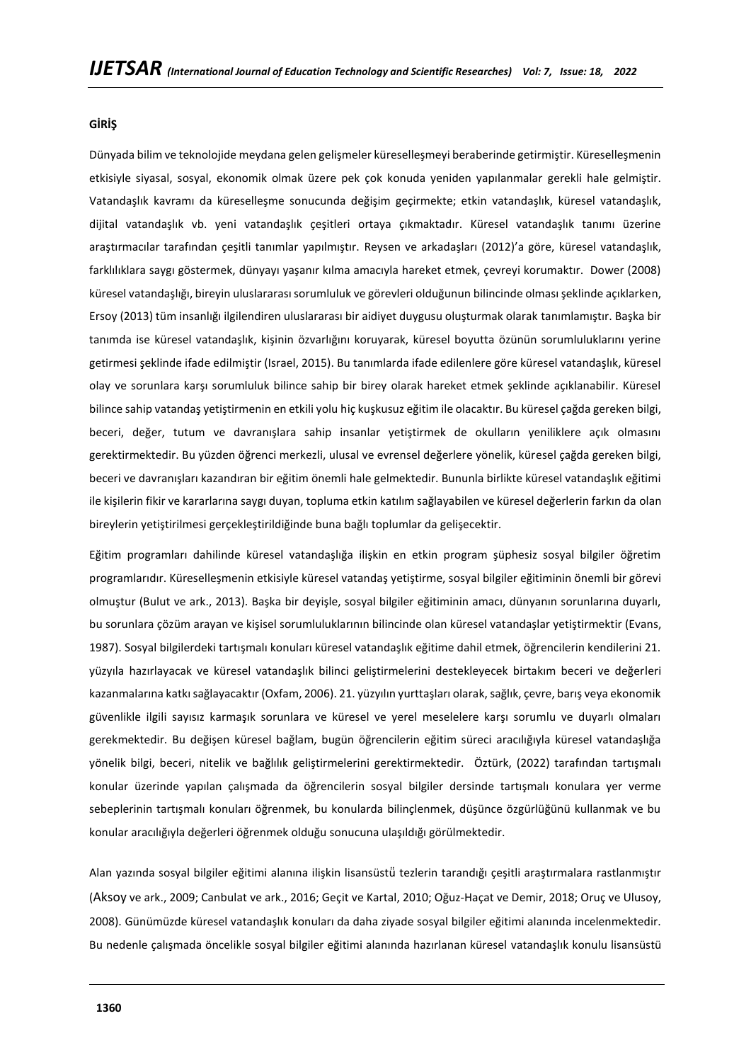## GİRİŞ

Dünyada bilim ve teknolojide meydana gelen gelişmeler küreselleşmeyi beraberinde getirmiştir. Küreselleşmenin etkisiyle siyasal, sosyal, ekonomik olmak üzere pek çok konuda yeniden yapılanmalar gerekli hale gelmiştir. Vatandaşlık kavramı da küreselleşme sonucunda değişim geçirmekte; etkin vatandaşlık, küresel vatandaşlık, dijital vatandaşlık vb. yeni vatandaşlık çeşitleri ortaya çıkmaktadır. Küresel vatandaşlık tanımı üzerine araştırmacılar tarafından çeşitli tanımlar yapılmıştır. Reysen ve arkadaşları (2012)'a göre, küresel vatandaşlık, farklılıklara saygı göstermek, dünyayı yaşanır kılma amacıyla hareket etmek, çevreyi korumaktır. Dower (2008) küresel vatandaşlığı, bireyin uluslararası sorumluluk ve görevleri olduğunun bilincinde olması şeklinde açıklarken, Ersoy (2013) tüm insanlığı ilgilendiren uluslararası bir aidiyet duygusu oluşturmak olarak tanımlamıştır. Başka bir tanımda ise küresel vatandaşlık, kişinin özvarlığını koruyarak, küresel boyutta özünün sorumluluklarını yerine getirmesi şeklinde ifade edilmiştir (Israel, 2015). Bu tanımlarda ifade edilenlere göre küresel vatandaşlık, küresel olay ve sorunlara karşı sorumluluk bilince sahip bir birey olarak hareket etmek şeklinde açıklanabilir. Küresel bilince sahip vatandaş yetiştirmenin en etkili yolu hiç kuşkusuz eğitim ile olacaktır. Bu küresel çağda gereken bilgi, beceri, değer, tutum ve davranışlara sahip insanlar yetiştirmek de okulların yeniliklere açık olmasını gerektirmektedir. Bu yüzden öğrenci merkezli, ulusal ve evrensel değerlere yönelik, küresel çağda gereken bilgi, beceri ve davranışları kazandıran bir eğitim önemli hale gelmektedir. Bununla birlikte küresel vatandaşlık eğitimi ile kişilerin fikir ve kararlarına saygı duyan, topluma etkin katılım sağlayabilen ve küresel değerlerin farkın da olan bireylerin yetiştirilmesi gerçekleştirildiğinde buna bağlı toplumlar da gelişecektir.

Eğitim programları dahilinde küresel vatandaşlığa ilişkin en etkin program şüphesiz sosyal bilgiler öğretim programlarıdır. Küreselleşmenin etkisiyle küresel vatandaş yetiştirme, sosyal bilgiler eğitiminin önemli bir görevi olmuştur (Bulut ve ark., 2013). Başka bir deyişle, sosyal bilgiler eğitiminin amacı, dünyanın sorunlarına duyarlı, bu sorunlara çözüm arayan ve kişisel sorumluluklarının bilincinde olan küresel vatandaşlar yetiştirmektir (Evans, 1987). Sosyal bilgilerdeki tartışmalı konuları küresel vatandaşlık eğitime dahil etmek, öğrencilerin kendilerini 21. yüzyıla hazırlayacak ve küresel vatandaşlık bilinci geliştirmelerini destekleyecek birtakım beceri ve değerleri kazanmalarına katkı sağlayacaktır (Oxfam, 2006). 21. yüzyılın yurttaşları olarak, sağlık, çevre, barış veya ekonomik güvenlikle ilgili sayısız karmaşık sorunlara ve küresel ve yerel meselelere karşı sorumlu ve duyarlı olmaları gerekmektedir. Bu değişen küresel bağlam, bugün öğrencilerin eğitim süreci aracılığıyla küresel vatandaşlığa yönelik bilgi, beceri, nitelik ve bağlılık geliştirmelerini gerektirmektedir. Öztürk, (2022) tarafından tartışmalı konular üzerinde yapılan çalışmada da öğrencilerin sosyal bilgiler dersinde tartışmalı konulara yer verme sebeplerinin tartışmalı konuları öğrenmek, bu konularda bilinçlenmek, düşünce özgürlüğünü kullanmak ve bu konular aracılığıyla değerleri öğrenmek olduğu sonucuna ulaşıldığı görülmektedir.

Alan yazında sosyal bilgiler eğitimi alanına ilişkin lisansüstü tezlerin tarandığı çeşitli araştırmalara rastlanmıştır (Aksoy ve ark., 2009; Canbulat ve ark., 2016; Geçit ve Kartal, 2010; Oğuz-Haçat ve Demir, 2018; Oruç ve Ulusoy, 2008). Günümüzde küresel vatandaşlık konuları da daha ziyade sosyal bilgiler eğitimi alanında incelenmektedir. Bu nedenle çalışmada öncelikle sosyal bilgiler eğitimi alanında hazırlanan küresel vatandaşlık konulu lisansüstü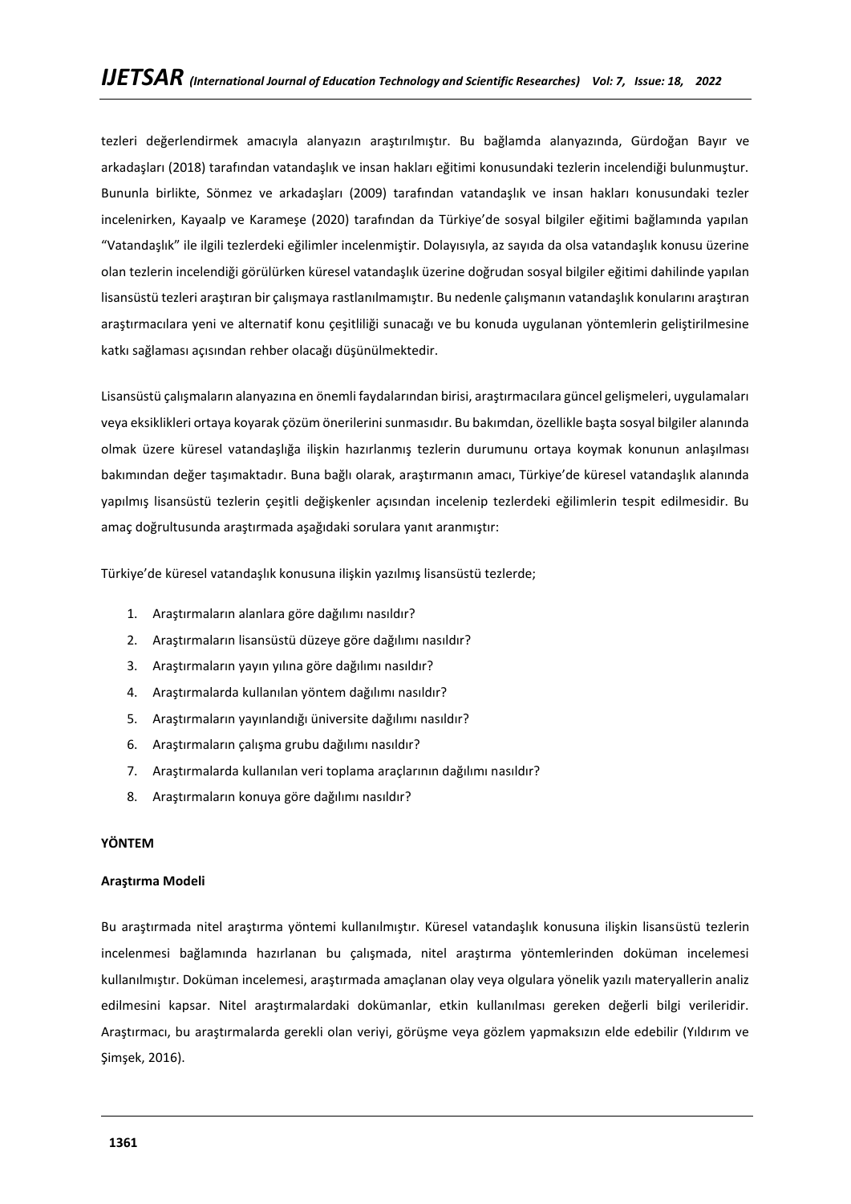tezleri değerlendirmek amacıyla alanyazın araştırılmıştır. Bu bağlamda alanyazında, Gürdoğan Bayır ve arkadaşları (2018) tarafından vatandaşlık ve insan hakları eğitimi konusundaki tezlerin incelendiği bulunmuştur. Bununla birlikte, Sönmez ve arkadaşları (2009) tarafından vatandaşlık ve insan hakları konusundaki tezler incelenirken, Kayaalp ve Karameşe (2020) tarafından da Türkiye'de sosyal bilgiler eğitimi bağlamında yapılan "Vatandaşlık" ile ilgili tezlerdeki eğilimler incelenmiştir. Dolayısıyla, az sayıda da olsa vatandaşlık konusu üzerine olan tezlerin incelendiği görülürken küresel vatandaşlık üzerine doğrudan sosyal bilgiler eğitimi dahilinde yapılan lisansüstü tezleri araştıran bir çalışmaya rastlanılmamıştır. Bu nedenle çalışmanın vatandaşlık konularını araştıran araştırmacılara yeni ve alternatif konu çeşitliliği sunacağı ve bu konuda uygulanan yöntemlerin geliştirilmesine katkı sağlaması açısından rehber olacağı düşünülmektedir.

Lisansüstü çalışmaların alanyazına en önemli faydalarından birisi, araştırmacılara güncel gelişmeleri, uygulamaları veya eksiklikleri ortaya koyarak çözüm önerilerini sunmasıdır. Bu bakımdan, özellikle başta sosyal bilgiler alanında olmak üzere küresel vatandaşlığa ilişkin hazırlanmış tezlerin durumunu ortaya koymak konunun anlaşılması bakımından değer taşımaktadır. Buna bağlı olarak, araştırmanın amacı, Türkiye'de küresel vatandaşlık alanında yapılmış lisansüstü tezlerin çeşitli değişkenler açısından incelenip tezlerdeki eğilimlerin tespit edilmesidir. Bu amaç doğrultusunda araştırmada aşağıdaki sorulara yanıt aranmıştır:

Türkiye'de küresel vatandaşlık konusuna ilişkin yazılmış lisansüstü tezlerde;

1. Araştırmaların alanlara göre dağılımı nasıldır?
2. Araştırmaların lisansüstü düzeye göre dağılımı nasıldır?
3. Araştırmaların yayın yılına göre dağılımı nasıldır?
4. Araştırmalarda kullanılan yöntem dağılımı nasıldır?
5. Araştırmaların yayınlandığı üniversite dağılımı nasıldır?
6. Araştırmaların çalışma grubu dağılımı nasıldır?
7. Araştırmalarda kullanılan veri toplama araçlarının dağılımı nasıldır?
8. Araştırmaların konuya göre dağılımı nasıldır?

## YÖNTEM

### Araştırma Modeli

Bu araştırmada nitel araştırma yöntemi kullanılmıştır. Küresel vatandaşlık konusuna ilişkin lisansüstü tezlerin incelenmesi bağlamında hazırlanan bu çalışmada, nitel araştırma yöntemlerinden doküman incelemesi kullanılmıştır. Doküman incelemesi, araştırmada amaçlanan olay veya olgulara yönelik yazılı materyallerin analiz edilmesini kapsar. Nitel araştırmalardaki dokümanlar, etkin kullanılması gereken değerli bilgi verileridir. Araştırmacı, bu araştırmalarda gerekli olan veriyi, görüşme veya gözlem yapmaksızın elde edebilir (Yıldırım ve Şimşek, 2016).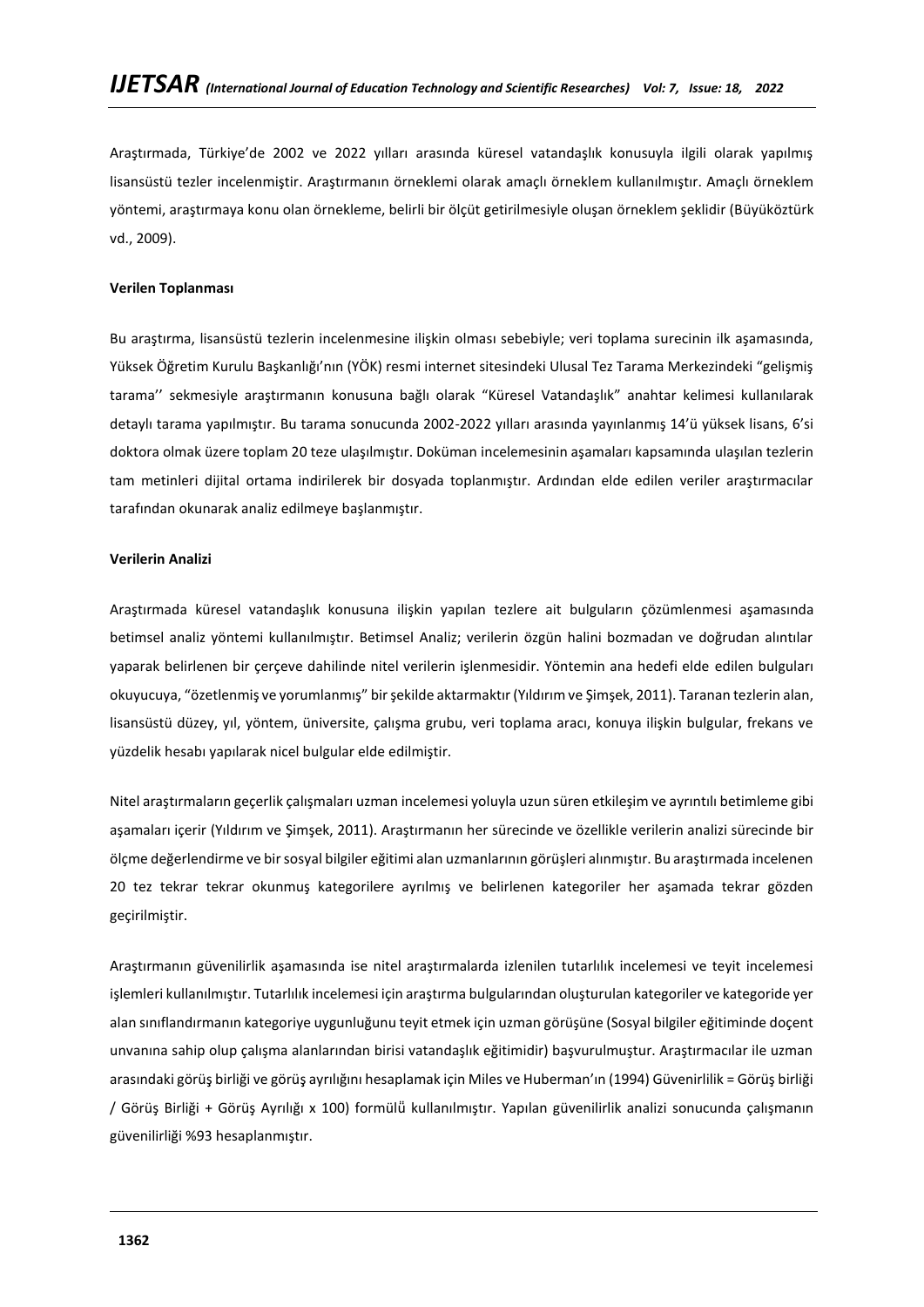Araştırmada, Türkiye'de 2002 ve 2022 yılları arasında küresel vatandaşlık konusuyla ilgili olarak yapılmış lisansüstü tezler incelenmiştir. Araştırmanın örneklemi olarak amaçlı örneklem kullanılmıştır. Amaçlı örneklem yöntemi, araştırmaya konu olan örnekleme, belirli bir ölçüt getirilmesiyle oluşan örneklem şeklidir (Büyüköztürk vd., 2009).

**Verilen Toplanması**

Bu araştırma, lisansüstü tezlerin incelenmesine ilişkin olması sebebiyle; veri toplama surecinin ilk aşamasında, Yüksek Öğretim Kurulu Başkanlığı'nın (YÖK) resmi internet sitesindeki Ulusal Tez Tarama Merkezindeki "gelişmiş tarama'' sekmesiyle araştırmanın konusuna bağlı olarak "Küresel Vatandaşlık" anahtar kelimesi kullanılarak detaylı tarama yapılmıştır. Bu tarama sonucunda 2002-2022 yılları arasında yayınlanmış 14'ü yüksek lisans, 6'si doktora olmak üzere toplam 20 teze ulaşılmıştır. Doküman incelemesinin aşamaları kapsamında ulaşılan tezlerin tam metinleri dijital ortama indirilerek bir dosyada toplanmıştır. Ardından elde edilen veriler araştırmacılar tarafından okunarak analiz edilmeye başlanmıştır.

**Verilerin Analizi**

Araştırmada küresel vatandaşlık konusuna ilişkin yapılan tezlere ait bulguların çözümlenmesi aşamasında betimsel analiz yöntemi kullanılmıştır. Betimsel Analiz; verilerin özgün halini bozmadan ve doğrudan alıntılar yaparak belirlenen bir çerçeve dahilinde nitel verilerin işlenmesidir. Yöntemin ana hedefi elde edilen bulguları okuyucuya, "özetlenmiş ve yorumlanmış" bir şekilde aktarmaktır (Yıldırım ve Şimşek, 2011). Taranan tezlerin alan, lisansüstü düzey, yıl, yöntem, üniversite, çalışma grubu, veri toplama aracı, konuya ilişkin bulgular, frekans ve yüzdelik hesabı yapılarak nicel bulgular elde edilmiştir.

Nitel araştırmaların geçerlik çalışmaları uzman incelemesi yoluyla uzun süren etkileşim ve ayrıntılı betimleme gibi aşamaları içerir (Yıldırım ve Şimşek, 2011). Araştırmanın her sürecinde ve özellikle verilerin analizi sürecinde bir ölçme değerlendirme ve bir sosyal bilgiler eğitimi alan uzmanlarının görüşleri alınmıştır. Bu araştırmada incelenen 20 tez tekrar tekrar okunmuş kategorilere ayrılmış ve belirlenen kategoriler her aşamada tekrar gözden geçirilmiştir.

Araştırmanın güvenilirlik aşamasında ise nitel araştırmalarda izlenilen tutarlılık incelemesi ve teyit incelemesi işlemleri kullanılmıştır. Tutarlılık incelemesi için araştırma bulgularından oluşturulan kategoriler ve kategoride yer alan sınıflandırmanın kategoriye uygunluğunu teyit etmek için uzman görüşüne (Sosyal bilgiler eğitiminde doçent unvanına sahip olup çalışma alanlarından birisi vatandaşlık eğitimidir) başvurulmuştur. Araştırmacılar ile uzman arasındaki görüş birliği ve görüş ayrılığını hesaplamak için Miles ve Huberman'ın (1994) Güvenirlilik = Görüş birliği / Görüş Birliği + Görüş Ayrılığı x 100) formülü kullanılmıştır. Yapılan güvenilirlik analizi sonucunda çalışmanın güvenilirliği %93 hesaplanmıştır.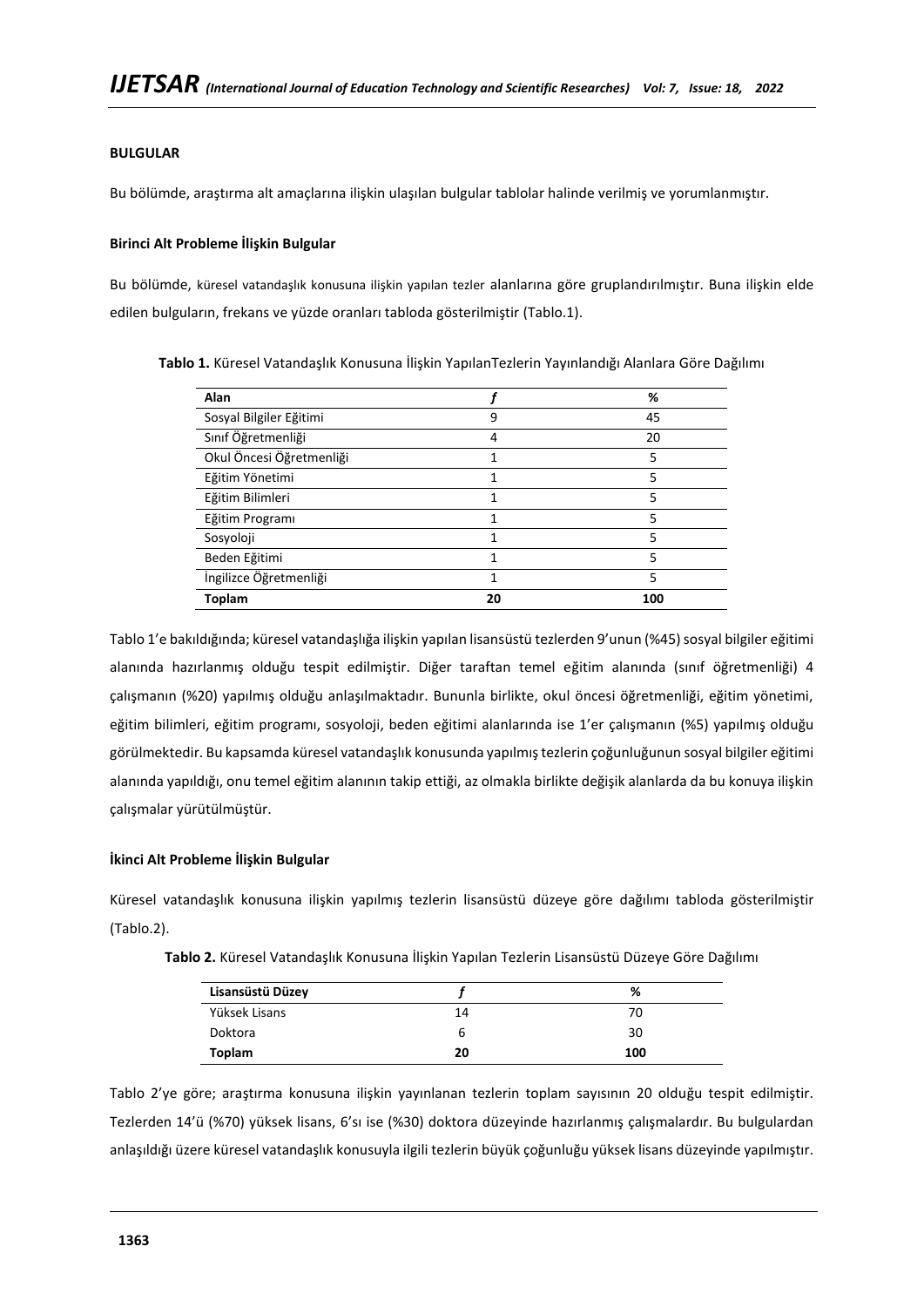**BULGULAR**

Bu bölümde, araştırma alt amaçlarına ilişkin ulaşılan bulgular tablolar halinde verilmiş ve yorumlanmıştır.

**Birinci Alt Probleme İlişkin Bulgular**

Bu bölümde, küresel vatandaşlık konusuna ilişkin yapılan tezler alanlarına göre gruplandırılmıştır. Buna ilişkin elde edilen bulguların, frekans ve yüzde oranları tabloda gösterilmiştir (Tablo.1).

**Tablo 1.** Küresel Vatandaşlık Konusuna İlişkin YapılanTezlerin Yayınlandığı Alanlara Göre Dağılımı

| Alan | *f* | % |
|---|---|---|
| Sosyal Bilgiler Eğitimi | 9 | 45 |
| Sınıf Öğretmenliği | 4 | 20 |
| Okul Öncesi Öğretmenliği | 1 | 5 |
| Eğitim Yönetimi | 1 | 5 |
| Eğitim Bilimleri | 1 | 5 |
| Eğitim Programı | 1 | 5 |
| Sosyoloji | 1 | 5 |
| Beden Eğitimi | 1 | 5 |
| İngilizce Öğretmenliği | 1 | 5 |
| **Toplam** | **20** | **100** |

Tablo 1'e bakıldığında; küresel vatandaşlığa ilişkin yapılan lisansüstü tezlerden 9'unun (%45) sosyal bilgiler eğitimi alanında hazırlanmış olduğu tespit edilmiştir. Diğer taraftan temel eğitim alanında (sınıf öğretmenliği) 4 çalışmanın (%20) yapılmış olduğu anlaşılmaktadır. Bununla birlikte, okul öncesi öğretmenliği, eğitim yönetimi, eğitim bilimleri, eğitim programı, sosyoloji, beden eğitimi alanlarında ise 1'er çalışmanın (%5) yapılmış olduğu görülmektedir. Bu kapsamda küresel vatandaşlık konusunda yapılmış tezlerin çoğunluğunun sosyal bilgiler eğitimi alanında yapıldığı, onu temel eğitim alanının takip ettiği, az olmakla birlikte değişik alanlarda da bu konuya ilişkin çalışmalar yürütülmüştür.

**İkinci Alt Probleme İlişkin Bulgular**

Küresel vatandaşlık konusuna ilişkin yapılmış tezlerin lisansüstü düzeye göre dağılımı tabloda gösterilmiştir (Tablo.2).

**Tablo 2.** Küresel Vatandaşlık Konusuna İlişkin Yapılan Tezlerin Lisansüstü Düzeye Göre Dağılımı

| Lisansüstü Düzey | *f* | % |
|---|---|---|
| Yüksek Lisans | 14 | 70 |
| Doktora | 6 | 30 |
| **Toplam** | **20** | **100** |

Tablo 2'ye göre; araştırma konusuna ilişkin yayınlanan tezlerin toplam sayısının 20 olduğu tespit edilmiştir. Tezlerden 14'ü (%70) yüksek lisans, 6'sı ise (%30) doktora düzeyinde hazırlanmış çalışmalardır. Bu bulgulardan anlaşıldığı üzere küresel vatandaşlık konusuyla ilgili tezlerin büyük çoğunluğu yüksek lisans düzeyinde yapılmıştır.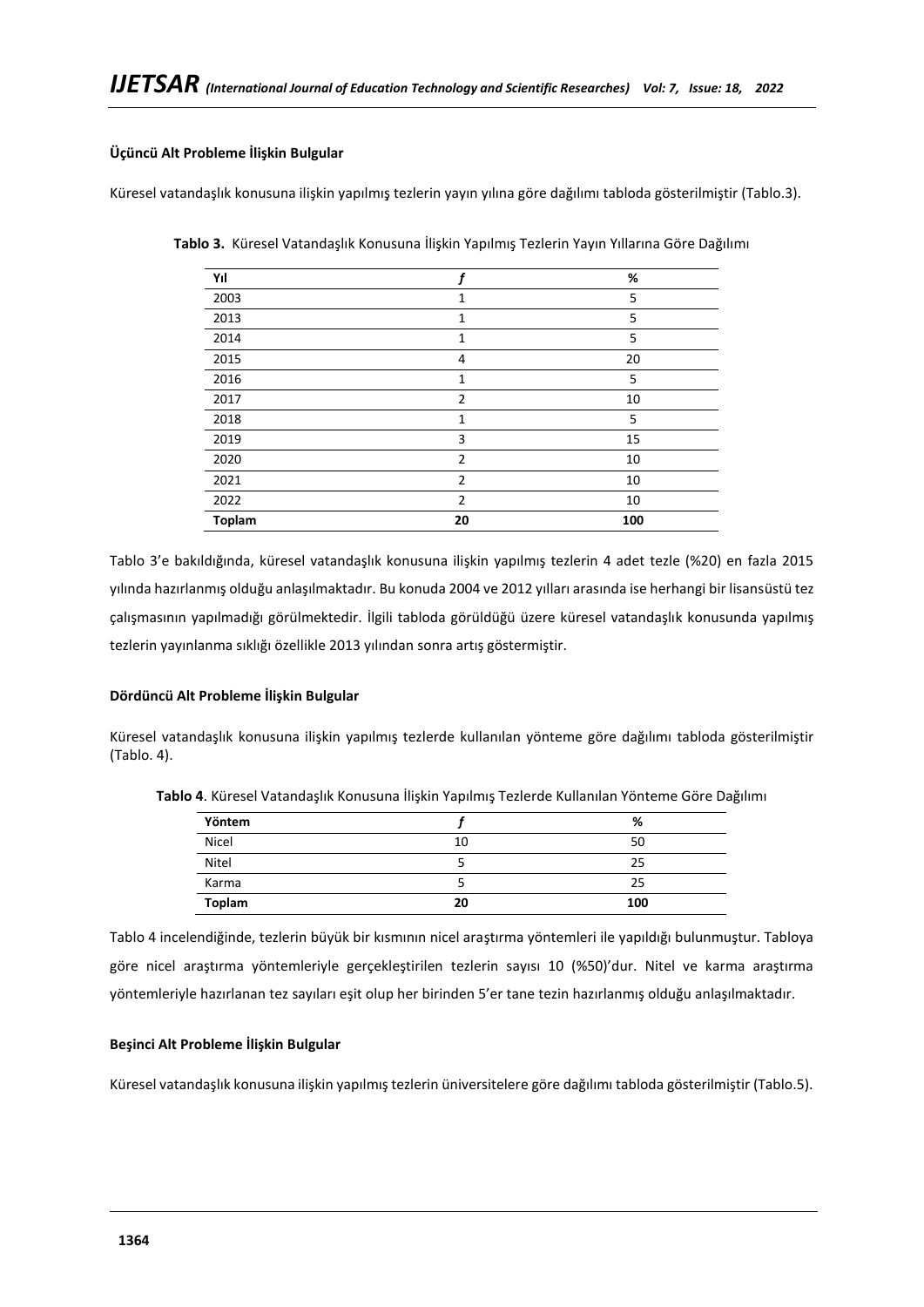### Üçüncü Alt Probleme İlişkin Bulgular

Küresel vatandaşlık konusuna ilişkin yapılmış tezlerin yayın yılına göre dağılımı tabloda gösterilmiştir (Tablo.3).

**Tablo 3.** Küresel Vatandaşlık Konusuna İlişkin Yapılmış Tezlerin Yayın Yıllarına Göre Dağılımı

| Yıl | *f* | % |
|---|---|---|
| 2003 | 1 | 5 |
| 2013 | 1 | 5 |
| 2014 | 1 | 5 |
| 2015 | 4 | 20 |
| 2016 | 1 | 5 |
| 2017 | 2 | 10 |
| 2018 | 1 | 5 |
| 2019 | 3 | 15 |
| 2020 | 2 | 10 |
| 2021 | 2 | 10 |
| 2022 | 2 | 10 |
| **Toplam** | **20** | **100** |

Tablo 3'e bakıldığında, küresel vatandaşlık konusuna ilişkin yapılmış tezlerin 4 adet tezle (%20) en fazla 2015 yılında hazırlanmış olduğu anlaşılmaktadır. Bu konuda 2004 ve 2012 yılları arasında ise herhangi bir lisansüstü tez çalışmasının yapılmadığı görülmektedir. İlgili tabloda görüldüğü üzere küresel vatandaşlık konusunda yapılmış tezlerin yayınlanma sıklığı özellikle 2013 yılından sonra artış göstermiştir.

### Dördüncü Alt Probleme İlişkin Bulgular

Küresel vatandaşlık konusuna ilişkin yapılmış tezlerde kullanılan yönteme göre dağılımı tabloda gösterilmiştir (Tablo. 4).

**Tablo 4**. Küresel Vatandaşlık Konusuna İlişkin Yapılmış Tezlerde Kullanılan Yönteme Göre Dağılımı

| Yöntem | *f* | % |
|---|---|---|
| Nicel | 10 | 50 |
| Nitel | 5 | 25 |
| Karma | 5 | 25 |
| **Toplam** | **20** | **100** |

Tablo 4 incelendiğinde, tezlerin büyük bir kısmının nicel araştırma yöntemleri ile yapıldığı bulunmuştur. Tabloya göre nicel araştırma yöntemleriyle gerçekleştirilen tezlerin sayısı 10 (%50)'dur. Nitel ve karma araştırma yöntemleriyle hazırlanan tez sayıları eşit olup her birinden 5'er tane tezin hazırlanmış olduğu anlaşılmaktadır.

### Beşinci Alt Probleme İlişkin Bulgular

Küresel vatandaşlık konusuna ilişkin yapılmış tezlerin üniversitelere göre dağılımı tabloda gösterilmiştir (Tablo.5).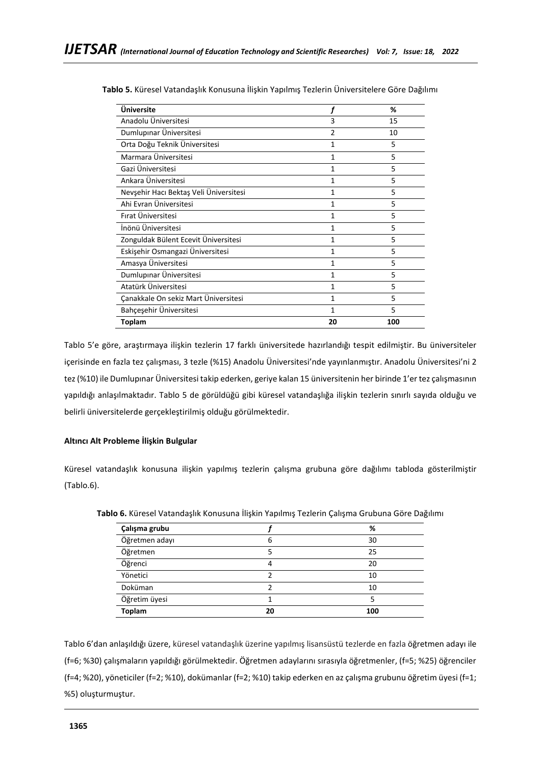**Tablo 5.** Küresel Vatandaşlık Konusuna İlişkin Yapılmış Tezlerin Üniversitelere Göre Dağılımı

| Üniversite | *f* | % |
|---|---|---|
| Anadolu Üniversitesi | 3 | 15 |
| Dumlupınar Üniversitesi | 2 | 10 |
| Orta Doğu Teknik Üniversitesi | 1 | 5 |
| Marmara Üniversitesi | 1 | 5 |
| Gazi Üniversitesi | 1 | 5 |
| Ankara Üniversitesi | 1 | 5 |
| Nevşehir Hacı Bektaş Veli Üniversitesi | 1 | 5 |
| Ahi Evran Üniversitesi | 1 | 5 |
| Fırat Üniversitesi | 1 | 5 |
| İnönü Üniversitesi | 1 | 5 |
| Zonguldak Bülent Ecevit Üniversitesi | 1 | 5 |
| Eskişehir Osmangazi Üniversitesi | 1 | 5 |
| Amasya Üniversitesi | 1 | 5 |
| Dumlupınar Üniversitesi | 1 | 5 |
| Atatürk Üniversitesi | 1 | 5 |
| Çanakkale On sekiz Mart Üniversitesi | 1 | 5 |
| Bahçeşehir Üniversitesi | 1 | 5 |
| **Toplam** | **20** | **100** |

Tablo 5'e göre, araştırmaya ilişkin tezlerin 17 farklı üniversitede hazırlandığı tespit edilmiştir. Bu üniversiteler içerisinde en fazla tez çalışması, 3 tezle (%15) Anadolu Üniversitesi'nde yayınlanmıştır. Anadolu Üniversitesi'ni 2 tez (%10) ile Dumlupınar Üniversitesi takip ederken, geriye kalan 15 üniversitenin her birinde 1'er tez çalışmasının yapıldığı anlaşılmaktadır. Tablo 5 de görüldüğü gibi küresel vatandaşlığa ilişkin tezlerin sınırlı sayıda olduğu ve belirli üniversitelerde gerçekleştirilmiş olduğu görülmektedir.

**Altıncı Alt Probleme İlişkin Bulgular**

Küresel vatandaşlık konusuna ilişkin yapılmış tezlerin çalışma grubuna göre dağılımı tabloda gösterilmiştir (Tablo.6).

**Tablo 6.** Küresel Vatandaşlık Konusuna İlişkin Yapılmış Tezlerin Çalışma Grubuna Göre Dağılımı

| Çalışma grubu | *f* | % |
|---|---|---|
| Öğretmen adayı | 6 | 30 |
| Öğretmen | 5 | 25 |
| Öğrenci | 4 | 20 |
| Yönetici | 2 | 10 |
| Doküman | 2 | 10 |
| Öğretim üyesi | 1 | 5 |
| **Toplam** | **20** | **100** |

Tablo 6'dan anlaşıldığı üzere, küresel vatandaşlık üzerine yapılmış lisansüstü tezlerde en fazla öğretmen adayı ile (f=6; %30) çalışmaların yapıldığı görülmektedir. Öğretmen adaylarını sırasıyla öğretmenler, (f=5; %25) öğrenciler (f=4; %20), yöneticiler (f=2; %10), dokümanlar (f=2; %10) takip ederken en az çalışma grubunu öğretim üyesi (f=1; %5) oluşturmuştur.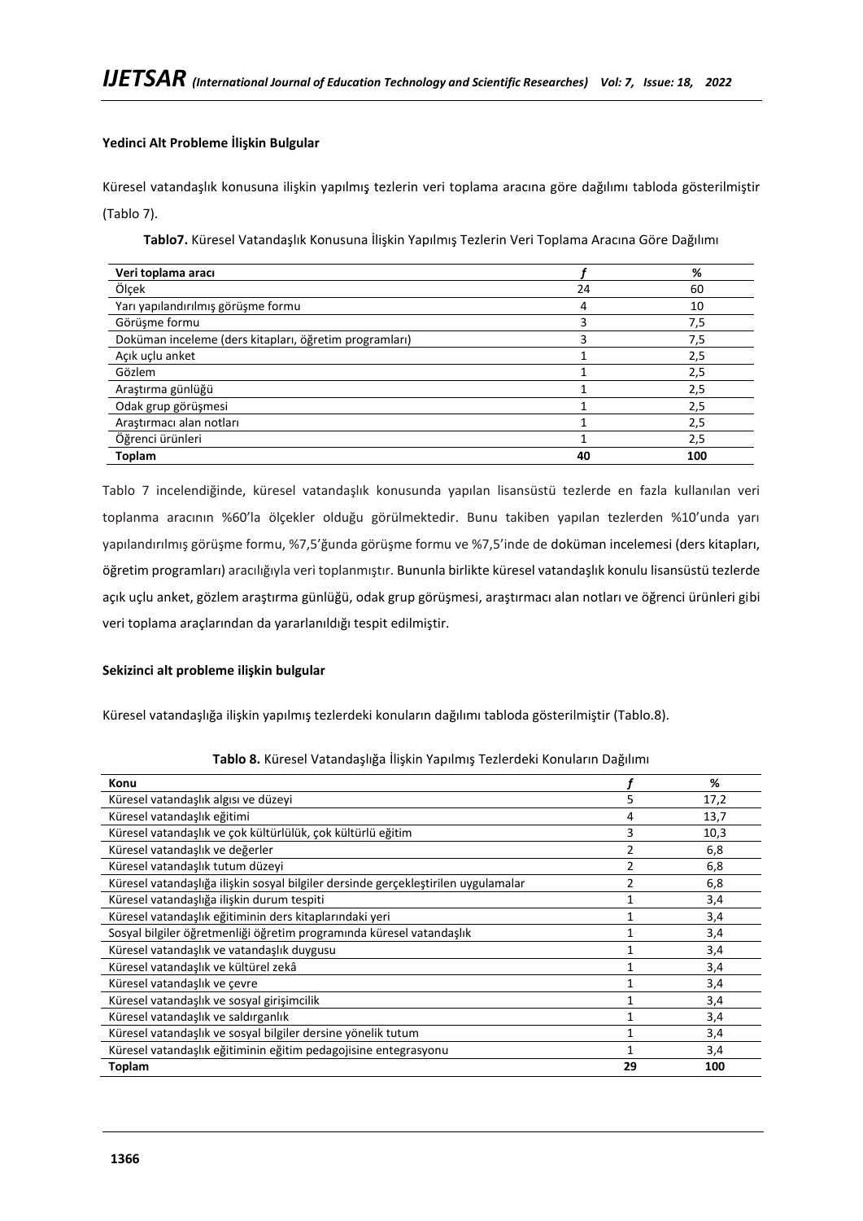**Yedinci Alt Probleme İlişkin Bulgular**

Küresel vatandaşlık konusuna ilişkin yapılmış tezlerin veri toplama aracına göre dağılımı tabloda gösterilmiştir (Tablo 7).

**Tablo7.** Küresel Vatandaşlık Konusuna İlişkin Yapılmış Tezlerin Veri Toplama Aracına Göre Dağılımı

| Veri toplama aracı | *f* | % |
|---|---|---|
| Ölçek | 24 | 60 |
| Yarı yapılandırılmış görüşme formu | 4 | 10 |
| Görüşme formu | 3 | 7,5 |
| Doküman inceleme (ders kitapları, öğretim programları) | 3 | 7,5 |
| Açık uçlu anket | 1 | 2,5 |
| Gözlem | 1 | 2,5 |
| Araştırma günlüğü | 1 | 2,5 |
| Odak grup görüşmesi | 1 | 2,5 |
| Araştırmacı alan notları | 1 | 2,5 |
| Öğrenci ürünleri | 1 | 2,5 |
| **Toplam** | **40** | **100** |

Tablo 7 incelendiğinde, küresel vatandaşlık konusunda yapılan lisansüstü tezlerde en fazla kullanılan veri toplanma aracının %60'la ölçekler olduğu görülmektedir. Bunu takiben yapılan tezlerden %10'unda yarı yapılandırılmış görüşme formu, %7,5'ğunda görüşme formu ve %7,5'inde de doküman incelemesi (ders kitapları, öğretim programları) aracılığıyla veri toplanmıştır. Bununla birlikte küresel vatandaşlık konulu lisansüstü tezlerde açık uçlu anket, gözlem araştırma günlüğü, odak grup görüşmesi, araştırmacı alan notları ve öğrenci ürünleri gibi veri toplama araçlarından da yararlanıldığı tespit edilmiştir.

**Sekizinci alt probleme ilişkin bulgular**

Küresel vatandaşlığa ilişkin yapılmış tezlerdeki konuların dağılımı tabloda gösterilmiştir (Tablo.8).

**Tablo 8.** Küresel Vatandaşlığa İlişkin Yapılmış Tezlerdeki Konuların Dağılımı

| Konu | *f* | % |
|---|---|---|
| Küresel vatandaşlık algısı ve düzeyi | 5 | 17,2 |
| Küresel vatandaşlık eğitimi | 4 | 13,7 |
| Küresel vatandaşlık ve çok kültürlülük, çok kültürlü eğitim | 3 | 10,3 |
| Küresel vatandaşlık ve değerler | 2 | 6,8 |
| Küresel vatandaşlık tutum düzeyi | 2 | 6,8 |
| Küresel vatandaşlığa ilişkin sosyal bilgiler dersinde gerçekleştirilen uygulamalar | 2 | 6,8 |
| Küresel vatandaşlığa ilişkin durum tespiti | 1 | 3,4 |
| Küresel vatandaşlık eğitiminin ders kitaplarındaki yeri | 1 | 3,4 |
| Sosyal bilgiler öğretmenliği öğretim programında küresel vatandaşlık | 1 | 3,4 |
| Küresel vatandaşlık ve vatandaşlık duygusu | 1 | 3,4 |
| Küresel vatandaşlık ve kültürel zekâ | 1 | 3,4 |
| Küresel vatandaşlık ve çevre | 1 | 3,4 |
| Küresel vatandaşlık ve sosyal girişimcilik | 1 | 3,4 |
| Küresel vatandaşlık ve saldırganlık | 1 | 3,4 |
| Küresel vatandaşlık ve sosyal bilgiler dersine yönelik tutum | 1 | 3,4 |
| Küresel vatandaşlık eğitiminin eğitim pedagojisine entegrasyonu | 1 | 3,4 |
| **Toplam** | **29** | **100** |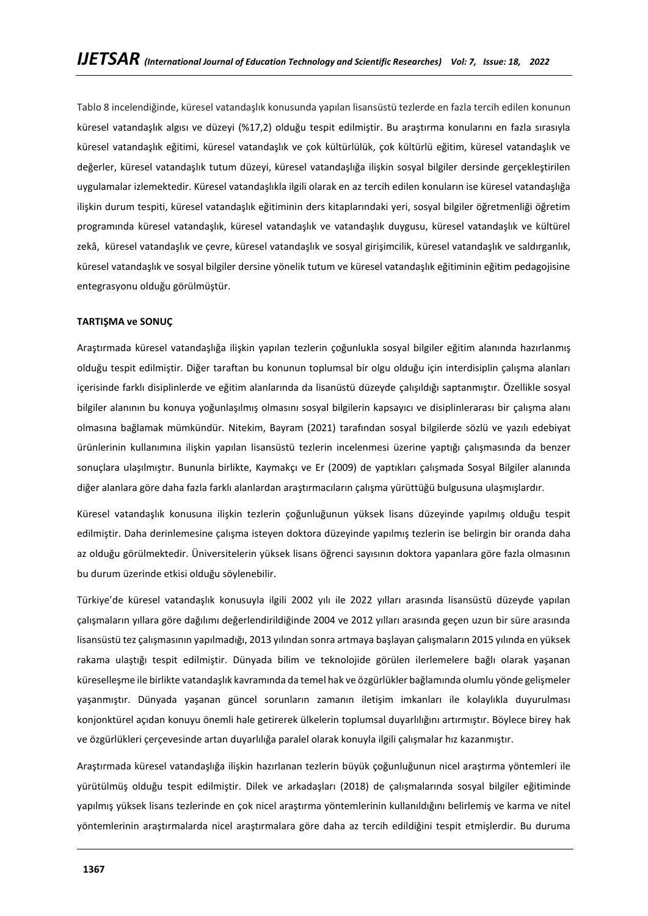Tablo 8 incelendiğinde, küresel vatandaşlık konusunda yapılan lisansüstü tezlerde en fazla tercih edilen konunun küresel vatandaşlık algısı ve düzeyi (%17,2) olduğu tespit edilmiştir. Bu araştırma konularını en fazla sırasıyla küresel vatandaşlık eğitimi, küresel vatandaşlık ve çok kültürlülük, çok kültürlü eğitim, küresel vatandaşlık ve değerler, küresel vatandaşlık tutum düzeyi, küresel vatandaşlığa ilişkin sosyal bilgiler dersinde gerçekleştirilen uygulamalar izlemektedir. Küresel vatandaşlıkla ilgili olarak en az tercih edilen konuların ise küresel vatandaşlığa ilişkin durum tespiti, küresel vatandaşlık eğitiminin ders kitaplarındaki yeri, sosyal bilgiler öğretmenliği öğretim programında küresel vatandaşlık, küresel vatandaşlık ve vatandaşlık duygusu, küresel vatandaşlık ve kültürel zekâ, küresel vatandaşlık ve çevre, küresel vatandaşlık ve sosyal girişimcilik, küresel vatandaşlık ve saldırganlık, küresel vatandaşlık ve sosyal bilgiler dersine yönelik tutum ve küresel vatandaşlık eğitiminin eğitim pedagojisine entegrasyonu olduğu görülmüştür.

**TARTIŞMA ve SONUÇ**

Araştırmada küresel vatandaşlığa ilişkin yapılan tezlerin çoğunlukla sosyal bilgiler eğitim alanında hazırlanmış olduğu tespit edilmiştir. Diğer taraftan bu konunun toplumsal bir olgu olduğu için interdisiplin çalışma alanları içerisinde farklı disiplinlerde ve eğitim alanlarında da lisanüstü düzeyde çalışıldığı saptanmıştır. Özellikle sosyal bilgiler alanının bu konuya yoğunlaşılmış olmasını sosyal bilgilerin kapsayıcı ve disiplinlerarası bir çalışma alanı olmasına bağlamak mümkündür. Nitekim, Bayram (2021) tarafından sosyal bilgilerde sözlü ve yazılı edebiyat ürünlerinin kullanımına ilişkin yapılan lisansüstü tezlerin incelenmesi üzerine yaptığı çalışmasında da benzer sonuçlara ulaşılmıştır. Bununla birlikte, Kaymakçı ve Er (2009) de yaptıkları çalışmada Sosyal Bilgiler alanında diğer alanlara göre daha fazla farklı alanlardan araştırmacıların çalışma yürüttüğü bulgusuna ulaşmışlardır.

Küresel vatandaşlık konusuna ilişkin tezlerin çoğunluğunun yüksek lisans düzeyinde yapılmış olduğu tespit edilmiştir. Daha derinlemesine çalışma isteyen doktora düzeyinde yapılmış tezlerin ise belirgin bir oranda daha az olduğu görülmektedir. Üniversitelerin yüksek lisans öğrenci sayısının doktora yapanlara göre fazla olmasının bu durum üzerinde etkisi olduğu söylenebilir.

Türkiye'de küresel vatandaşlık konusuyla ilgili 2002 yılı ile 2022 yılları arasında lisansüstü düzeyde yapılan çalışmaların yıllara göre dağılımı değerlendirildiğinde 2004 ve 2012 yılları arasında geçen uzun bir süre arasında lisansüstü tez çalışmasının yapılmadığı, 2013 yılından sonra artmaya başlayan çalışmaların 2015 yılında en yüksek rakama ulaştığı tespit edilmiştir. Dünyada bilim ve teknolojide görülen ilerlemelere bağlı olarak yaşanan küreselleşme ile birlikte vatandaşlık kavramında da temel hak ve özgürlükler bağlamında olumlu yönde gelişmeler yaşanmıştır. Dünyada yaşanan güncel sorunların zamanın iletişim imkanları ile kolaylıkla duyurulması konjonktürel açıdan konuyu önemli hale getirerek ülkelerin toplumsal duyarlılığını artırmıştır. Böylece birey hak ve özgürlükleri çerçevesinde artan duyarlılığa paralel olarak konuyla ilgili çalışmalar hız kazanmıştır.

Araştırmada küresel vatandaşlığa ilişkin hazırlanan tezlerin büyük çoğunluğunun nicel araştırma yöntemleri ile yürütülmüş olduğu tespit edilmiştir. Dilek ve arkadaşları (2018) de çalışmalarında sosyal bilgiler eğitiminde yapılmış yüksek lisans tezlerinde en çok nicel araştırma yöntemlerinin kullanıldığını belirlemiş ve karma ve nitel yöntemlerinin araştırmalarda nicel araştırmalara göre daha az tercih edildiğini tespit etmişlerdir. Bu duruma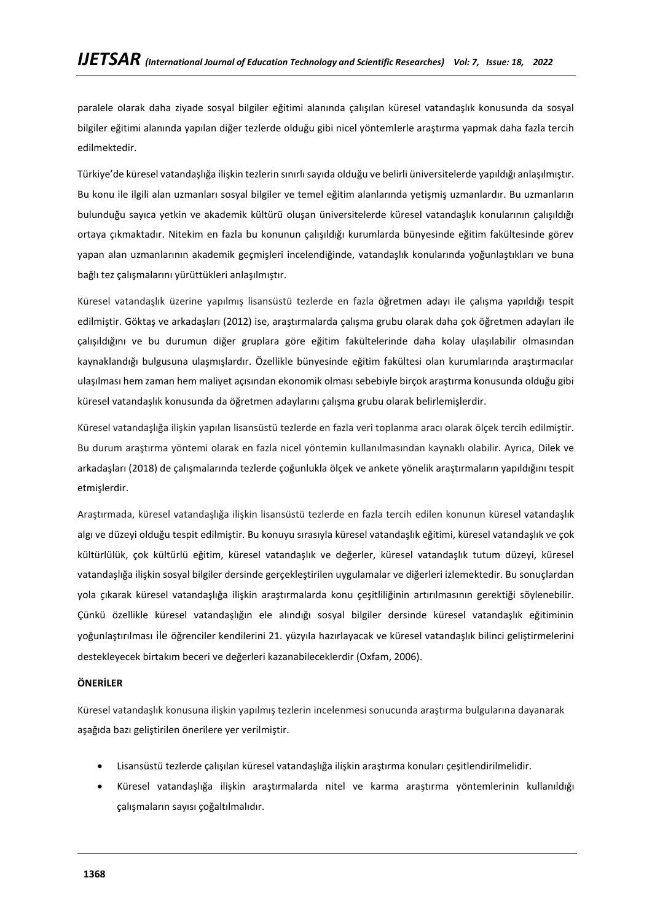paralele olarak daha ziyade sosyal bilgiler eğitimi alanında çalışılan küresel vatandaşlık konusunda da sosyal bilgiler eğitimi alanında yapılan diğer tezlerde olduğu gibi nicel yöntemlerle araştırma yapmak daha fazla tercih edilmektedir.

Türkiye'de küresel vatandaşlığa ilişkin tezlerin sınırlı sayıda olduğu ve belirli üniversitelerde yapıldığı anlaşılmıştır. Bu konu ile ilgili alan uzmanları sosyal bilgiler ve temel eğitim alanlarında yetişmiş uzmanlardır. Bu uzmanların bulunduğu sayıca yetkin ve akademik kültürü oluşan üniversitelerde küresel vatandaşlık konularının çalışıldığı ortaya çıkmaktadır. Nitekim en fazla bu konunun çalışıldığı kurumlarda bünyesinde eğitim fakültesinde görev yapan alan uzmanlarının akademik geçmişleri incelendiğinde, vatandaşlık konularında yoğunlaştıkları ve buna bağlı tez çalışmalarını yürüttükleri anlaşılmıştır.

Küresel vatandaşlık üzerine yapılmış lisansüstü tezlerde en fazla öğretmen adayı ile çalışma yapıldığı tespit edilmiştir. Göktaş ve arkadaşları (2012) ise, araştırmalarda çalışma grubu olarak daha çok öğretmen adayları ile çalışıldığını ve bu durumun diğer gruplara göre eğitim fakültelerinde daha kolay ulaşılabilir olmasından kaynaklandığı bulgusuna ulaşmışlardır. Özellikle bünyesinde eğitim fakültesi olan kurumlarında araştırmacılar ulaşılması hem zaman hem maliyet açısından ekonomik olması sebebiyle birçok araştırma konusunda olduğu gibi küresel vatandaşlık konusunda da öğretmen adaylarını çalışma grubu olarak belirlemişlerdir.

Küresel vatandaşlığa ilişkin yapılan lisansüstü tezlerde en fazla veri toplanma aracı olarak ölçek tercih edilmiştir. Bu durum araştırma yöntemi olarak en fazla nicel yöntemin kullanılmasından kaynaklı olabilir. Ayrıca, Dilek ve arkadaşları (2018) de çalışmalarında tezlerde çoğunlukla ölçek ve ankete yönelik araştırmaların yapıldığını tespit etmişlerdir.

Araştırmada, küresel vatandaşlığa ilişkin lisansüstü tezlerde en fazla tercih edilen konunun küresel vatandaşlık algı ve düzeyi olduğu tespit edilmiştir. Bu konuyu sırasıyla küresel vatandaşlık eğitimi, küresel vatandaşlık ve çok kültürlülük, çok kültürlü eğitim, küresel vatandaşlık ve değerler, küresel vatandaşlık tutum düzeyi, küresel vatandaşlığa ilişkin sosyal bilgiler dersinde gerçekleştirilen uygulamalar ve diğerleri izlemektedir. Bu sonuçlardan yola çıkarak küresel vatandaşlığa ilişkin araştırmalarda konu çeşitliliğinin artırılmasının gerektiği söylenebilir. Çünkü özellikle küresel vatandaşlığın ele alındığı sosyal bilgiler dersinde küresel vatandaşlık eğitiminin yoğunlaştırılması ile öğrenciler kendilerini 21. yüzyıla hazırlayacak ve küresel vatandaşlık bilinci geliştirmelerini destekleyecek birtakım beceri ve değerleri kazanabileceklerdir (Oxfam, 2006).

## ÖNERİLER

Küresel vatandaşlık konusuna ilişkin yapılmış tezlerin incelenmesi sonucunda araştırma bulgularına dayanarak aşağıda bazı geliştirilen önerilere yer verilmiştir.

- Lisansüstü tezlerde çalışılan küresel vatandaşlığa ilişkin araştırma konuları çeşitlendirilmelidir.
- Küresel vatandaşlığa ilişkin araştırmalarda nitel ve karma araştırma yöntemlerinin kullanıldığı çalışmaların sayısı çoğaltılmalıdır.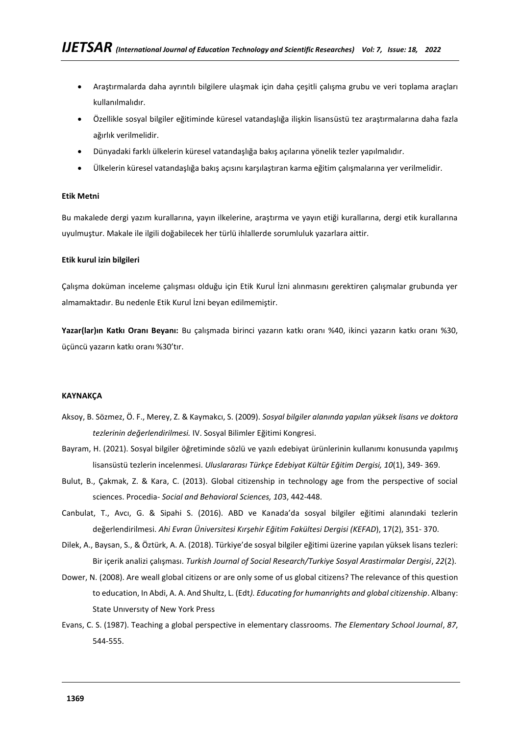- Araştırmalarda daha ayrıntılı bilgilere ulaşmak için daha çeşitli çalışma grubu ve veri toplama araçları kullanılmalıdır.
- Özellikle sosyal bilgiler eğitiminde küresel vatandaşlığa ilişkin lisansüstü tez araştırmalarına daha fazla ağırlık verilmelidir.
- Dünyadaki farklı ülkelerin küresel vatandaşlığa bakış açılarına yönelik tezler yapılmalıdır.
- Ülkelerin küresel vatandaşlığa bakış açısını karşılaştıran karma eğitim çalışmalarına yer verilmelidir.

**Etik Metni**

Bu makalede dergi yazım kurallarına, yayın ilkelerine, araştırma ve yayın etiği kurallarına, dergi etik kurallarına uyulmuştur. Makale ile ilgili doğabilecek her türlü ihlallerde sorumluluk yazarlara aittir.

**Etik kurul izin bilgileri**

Çalışma doküman inceleme çalışması olduğu için Etik Kurul İzni alınmasını gerektiren çalışmalar grubunda yer almamaktadır. Bu nedenle Etik Kurul İzni beyan edilmemiştir.

**Yazar(lar)ın Katkı Oranı Beyanı:** Bu çalışmada birinci yazarın katkı oranı %40, ikinci yazarın katkı oranı %30, üçüncü yazarın katkı oranı %30'tır.

**KAYNAKÇA**

Aksoy, B. Sözmez, Ö. F., Merey, Z. & Kaymakcı, S. (2009). *Sosyal bilgiler alanında yapılan yüksek lisans ve doktora tezlerinin değerlendirilmesi.* IV. Sosyal Bilimler Eğitimi Kongresi.

Bayram, H. (2021). Sosyal bilgiler öğretiminde sözlü ve yazılı edebiyat ürünlerinin kullanımı konusunda yapılmış lisansüstü tezlerin incelenmesi. *Uluslararası Türkçe Edebiyat Kültür Eğitim Dergisi, 10*(1), 349- 369.

Bulut, B., Çakmak, Z. & Kara, C. (2013). Global citizenship in technology age from the perspective of social sciences. Procedia- *Social and Behavioral Sciences, 10*3, 442-448.

Canbulat, T., Avcı, G. & Sipahi S. (2016). ABD ve Kanada'da sosyal bilgiler eğitimi alanındaki tezlerin değerlendirilmesi. *Ahi Evran Üniversitesi Kırşehir Eğitim Fakültesi Dergisi (KEFAD*), 17(2), 351- 370.

Dilek, A., Baysan, S., & Öztürk, A. A. (2018). Türkiye'de sosyal bilgiler eğitimi üzerine yapılan yüksek lisans tezleri: Bir içerik analizi çalışması. *Turkish Journal of Social Research/Turkiye Sosyal Arastirmalar Dergisi*, *22*(2).

Dower, N. (2008). Are weall global citizens or are only some of us global citizens? The relevance of this question to education, In Abdi, A. A. And Shultz, L. (Edt*). Educating for humanrights and global citizenship*. Albany: State Unıversıty of New York Press

Evans, C. S. (1987). Teaching a global perspective in elementary classrooms. *The Elementary School Journal*, *87*, 544-555.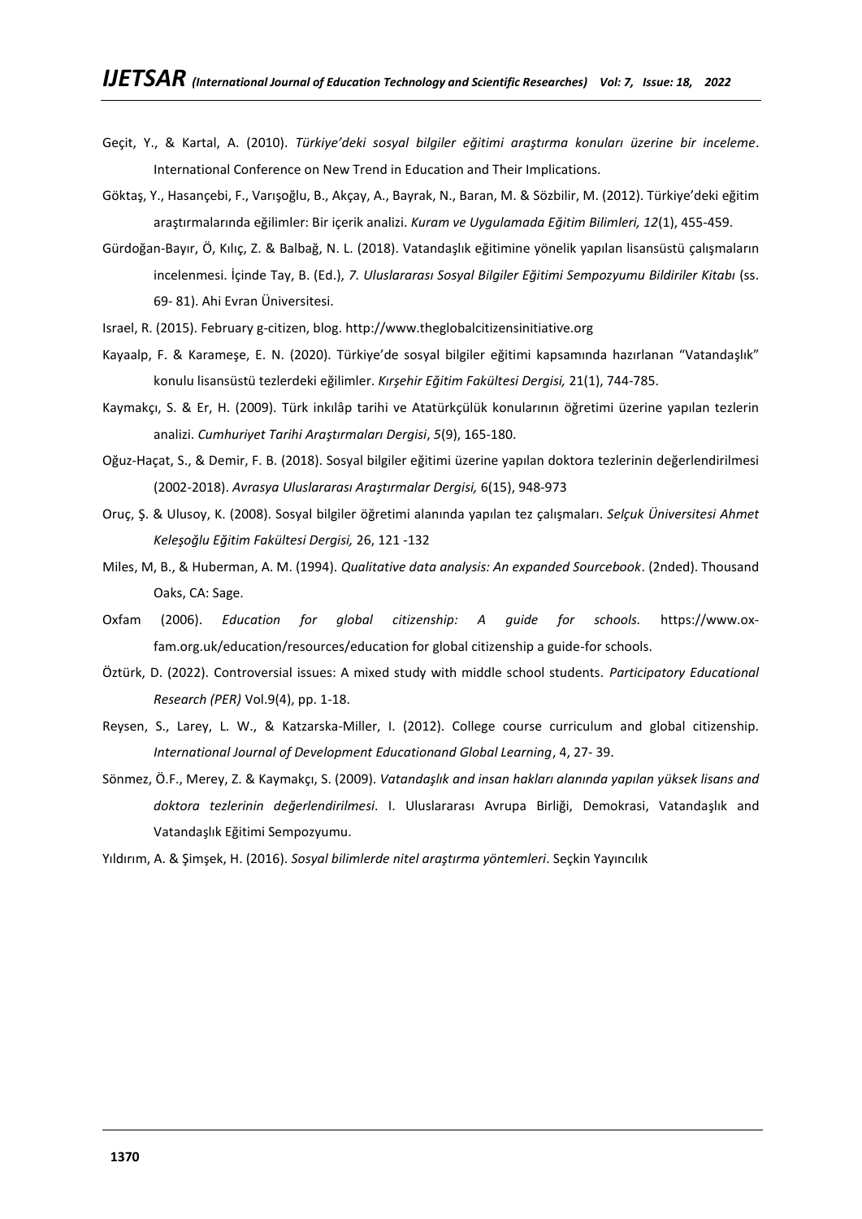Geçit, Y., & Kartal, A. (2010). *Türkiye'deki sosyal bilgiler eğitimi araştırma konuları üzerine bir inceleme*. International Conference on New Trend in Education and Their Implications.

Göktaş, Y., Hasançebi, F., Varışoğlu, B., Akçay, A., Bayrak, N., Baran, M. & Sözbilir, M. (2012). Türkiye'deki eğitim araştırmalarında eğilimler: Bir içerik analizi. *Kuram ve Uygulamada Eğitim Bilimleri, 12*(1), 455-459.

Gürdoğan-Bayır, Ö, Kılıç, Z. & Balbağ, N. L. (2018). Vatandaşlık eğitimine yönelik yapılan lisansüstü çalışmaların incelenmesi. İçinde Tay, B. (Ed.), *7. Uluslararası Sosyal Bilgiler Eğitimi Sempozyumu Bildiriler Kitabı* (ss. 69- 81). Ahi Evran Üniversitesi.

Israel, R. (2015). February g-citizen, blog. http://www.theglobalcitizensinitiative.org

Kayaalp, F. & Karameşe, E. N. (2020). Türkiye'de sosyal bilgiler eğitimi kapsamında hazırlanan "Vatandaşlık" konulu lisansüstü tezlerdeki eğilimler. *Kırşehir Eğitim Fakültesi Dergisi,* 21(1), 744-785.

Kaymakçı, S. & Er, H. (2009). Türk inkılâp tarihi ve Atatürkçülük konularının öğretimi üzerine yapılan tezlerin analizi. *Cumhuriyet Tarihi Araştırmaları Dergisi*, *5*(9), 165-180.

Oğuz-Haçat, S., & Demir, F. B. (2018). Sosyal bilgiler eğitimi üzerine yapılan doktora tezlerinin değerlendirilmesi (2002-2018). *Avrasya Uluslararası Araştırmalar Dergisi,* 6(15), 948-973

Oruç, Ş. & Ulusoy, K. (2008). Sosyal bilgiler öğretimi alanında yapılan tez çalışmaları. *Selçuk Üniversitesi Ahmet Keleşoğlu Eğitim Fakültesi Dergisi,* 26, 121 -132

Miles, M, B., & Huberman, A. M. (1994). *Qualitative data analysis: An expanded Sourcebook*. (2nded). Thousand Oaks, CA: Sage.

Oxfam (2006). *Education for global citizenship: A guide for schools.* https://www.ox-fam.org.uk/education/resources/education for global citizenship a guide-for schools.

Öztürk, D. (2022). Controversial issues: A mixed study with middle school students. *Participatory Educational Research (PER)* Vol.9(4), pp. 1-18.

Reysen, S., Larey, L. W., & Katzarska-Miller, I. (2012). College course curriculum and global citizenship. *International Journal of Development Educationand Global Learning*, 4, 27- 39.

Sönmez, Ö.F., Merey, Z. & Kaymakçı, S. (2009). *Vatandaşlık and insan hakları alanında yapılan yüksek lisans and doktora tezlerinin değerlendirilmesi*. I. Uluslararası Avrupa Birliği, Demokrasi, Vatandaşlık and Vatandaşlık Eğitimi Sempozyumu.

Yıldırım, A. & Şimşek, H. (2016). *Sosyal bilimlerde nitel araştırma yöntemleri*. Seçkin Yayıncılık